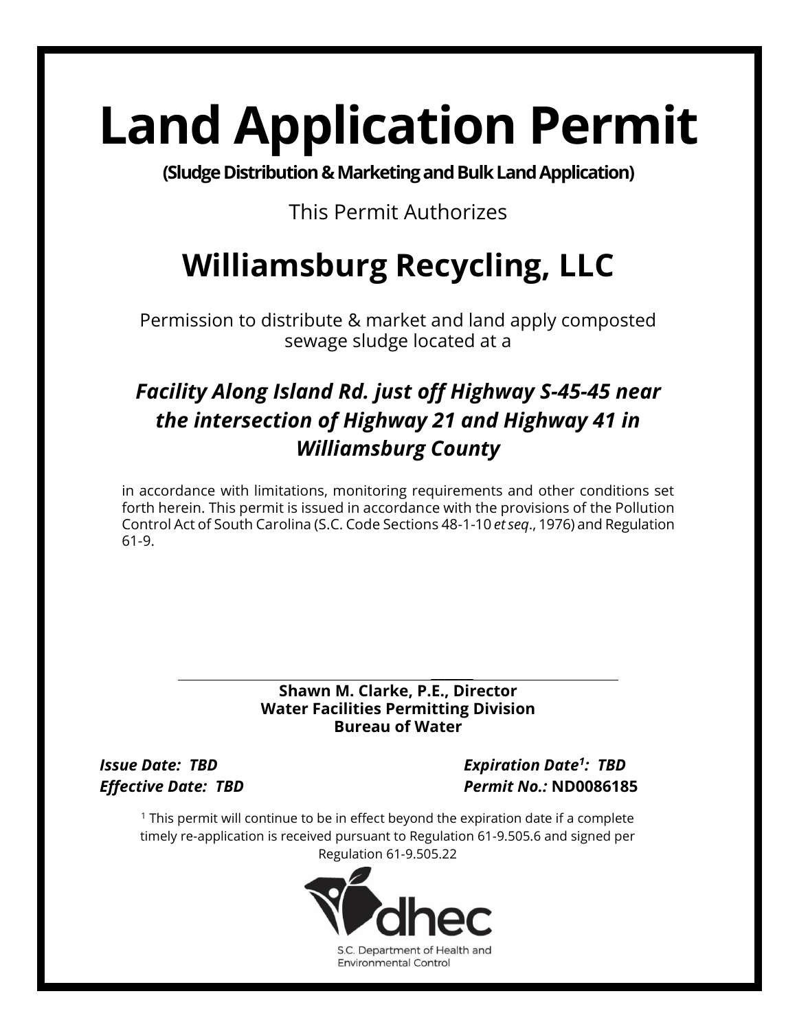# Land Application Permit

**(Sludge Distribution & Marketing and Bulk Land Application)**

This Permit Authorizes

## Williamsburg Recycling, LLC

Permission to distribute & market and land apply composted sewage sludge located at a

***Facility Along Island Rd. just off Highway S-45-45 near the intersection of Highway 21 and Highway 41 in Williamsburg County***

in accordance with limitations, monitoring requirements and other conditions set forth herein. This permit is issued in accordance with the provisions of the Pollution Control Act of South Carolina (S.C. Code Sections 48-1-10 *et seq*., 1976) and Regulation 61-9.

**Shawn M. Clarke, P.E., Director**
**Water Facilities Permitting Division**
**Bureau of Water**

***Issue Date: TBD***
***Effective Date: TBD***

***Expiration Date[1]: TBD***
***Permit No.:*** **ND0086185**

[1] This permit will continue to be in effect beyond the expiration date if a complete timely re-application is received pursuant to Regulation 61-9.505.6 and signed per Regulation 61-9.505.22

dhec
S.C. Department of Health and Environmental Control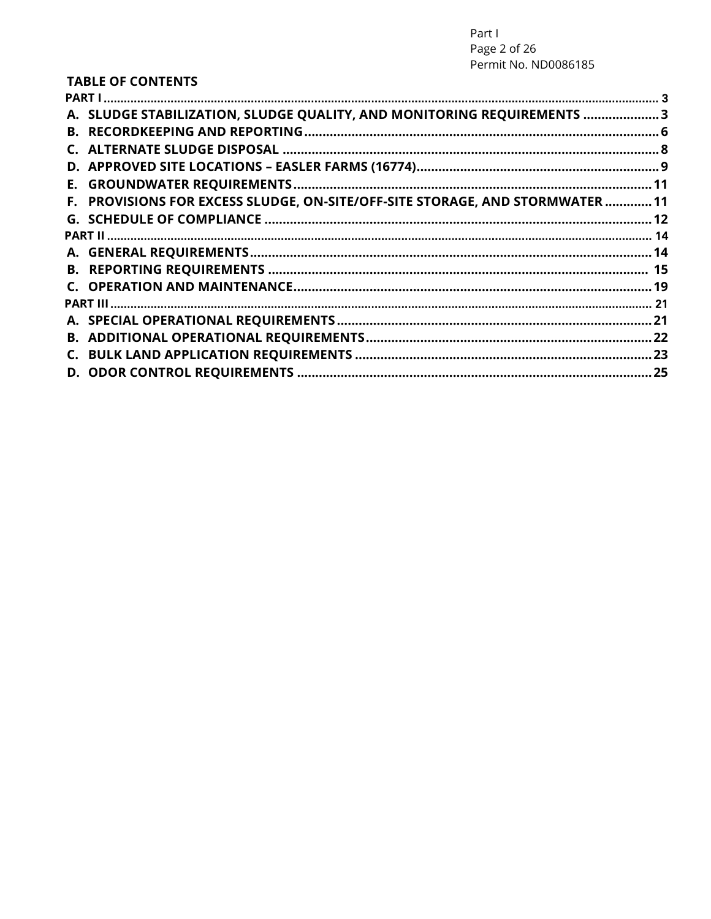## TABLE OF CONTENTS

**PART I** ........................................................................................................ 3

**A. SLUDGE STABILIZATION, SLUDGE QUALITY, AND MONITORING REQUIREMENTS** ..................... 3

**B. RECORDKEEPING AND REPORTING** ........................................................................ 6

**C. ALTERNATE SLUDGE DISPOSAL** ............................................................................ 8

**D. APPROVED SITE LOCATIONS – EASLER FARMS (16774)** ............................................ 9

**E. GROUNDWATER REQUIREMENTS** .......................................................................... 11

**F. PROVISIONS FOR EXCESS SLUDGE, ON-SITE/OFF-SITE STORAGE, AND STORMWATER** ............. 11

**G. SCHEDULE OF COMPLIANCE** ................................................................................ 12

**PART II** ....................................................................................................... 14

**A. GENERAL REQUIREMENTS** .................................................................................. 14

**B. REPORTING REQUIREMENTS** ................................................................................ 15

**C. OPERATION AND MAINTENANCE** .......................................................................... 19

**PART III** ...................................................................................................... 21

**A. SPECIAL OPERATIONAL REQUIREMENTS** ............................................................... 21

**B. ADDITIONAL OPERATIONAL REQUIREMENTS** ........................................................... 22

**C. BULK LAND APPLICATION REQUIREMENTS** ............................................................. 23

**D. ODOR CONTROL REQUIREMENTS** ......................................................................... 25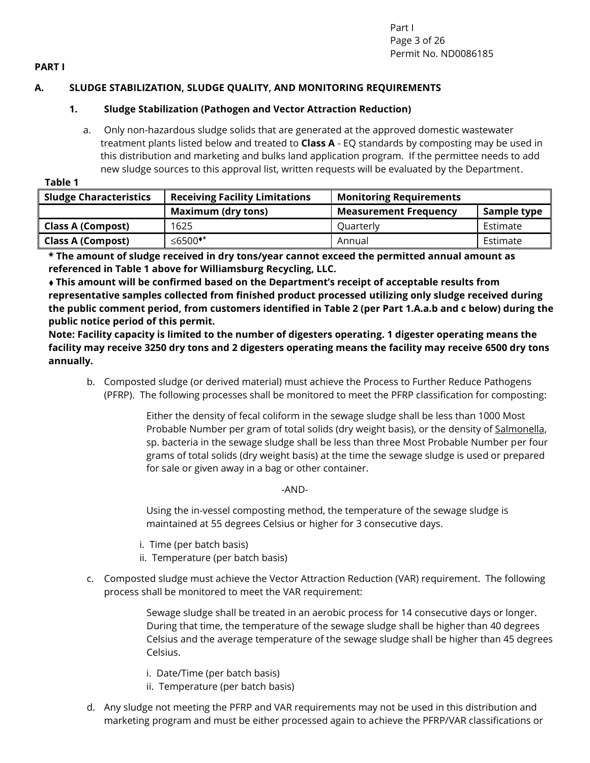**PART I**

## A. SLUDGE STABILIZATION, SLUDGE QUALITY, AND MONITORING REQUIREMENTS

### 1. Sludge Stabilization (Pathogen and Vector Attraction Reduction)

a. Only non-hazardous sludge solids that are generated at the approved domestic wastewater treatment plants listed below and treated to **Class A** - EQ standards by composting may be used in this distribution and marketing and bulks land application program. If the permittee needs to add new sludge sources to this approval list, written requests will be evaluated by the Department.

**Table 1**

| Sludge Characteristics | Receiving Facility Limitations | Monitoring Requirements | |
|---|---|---|---|
| | Maximum (dry tons) | Measurement Frequency | Sample type |
| **Class A (Compost)** | 1625 | Quarterly | Estimate |
| **Class A (Compost)** | ≤6500♦* | Annual | Estimate |

**\* The amount of sludge received in dry tons/year cannot exceed the permitted annual amount as referenced in Table 1 above for Williamsburg Recycling, LLC.**

**♦ This amount will be confirmed based on the Department's receipt of acceptable results from representative samples collected from finished product processed utilizing only sludge received during the public comment period, from customers identified in Table 2 (per Part 1.A.a.b and c below) during the public notice period of this permit.**

**Note: Facility capacity is limited to the number of digesters operating. 1 digester operating means the facility may receive 3250 dry tons and 2 digesters operating means the facility may receive 6500 dry tons annually.**

b. Composted sludge (or derived material) must achieve the Process to Further Reduce Pathogens (PFRP). The following processes shall be monitored to meet the PFRP classification for composting:

Either the density of fecal coliform in the sewage sludge shall be less than 1000 Most Probable Number per gram of total solids (dry weight basis), or the density of Salmonella, sp. bacteria in the sewage sludge shall be less than three Most Probable Number per four grams of total solids (dry weight basis) at the time the sewage sludge is used or prepared for sale or given away in a bag or other container.

-AND-

Using the in-vessel composting method, the temperature of the sewage sludge is maintained at 55 degrees Celsius or higher for 3 consecutive days.

i. Time (per batch basis)
ii. Temperature (per batch basis)

c. Composted sludge must achieve the Vector Attraction Reduction (VAR) requirement. The following process shall be monitored to meet the VAR requirement:

Sewage sludge shall be treated in an aerobic process for 14 consecutive days or longer. During that time, the temperature of the sewage sludge shall be higher than 40 degrees Celsius and the average temperature of the sewage sludge shall be higher than 45 degrees Celsius.

i. Date/Time (per batch basis)
ii. Temperature (per batch basis)

d. Any sludge not meeting the PFRP and VAR requirements may not be used in this distribution and marketing program and must be either processed again to achieve the PFRP/VAR classifications or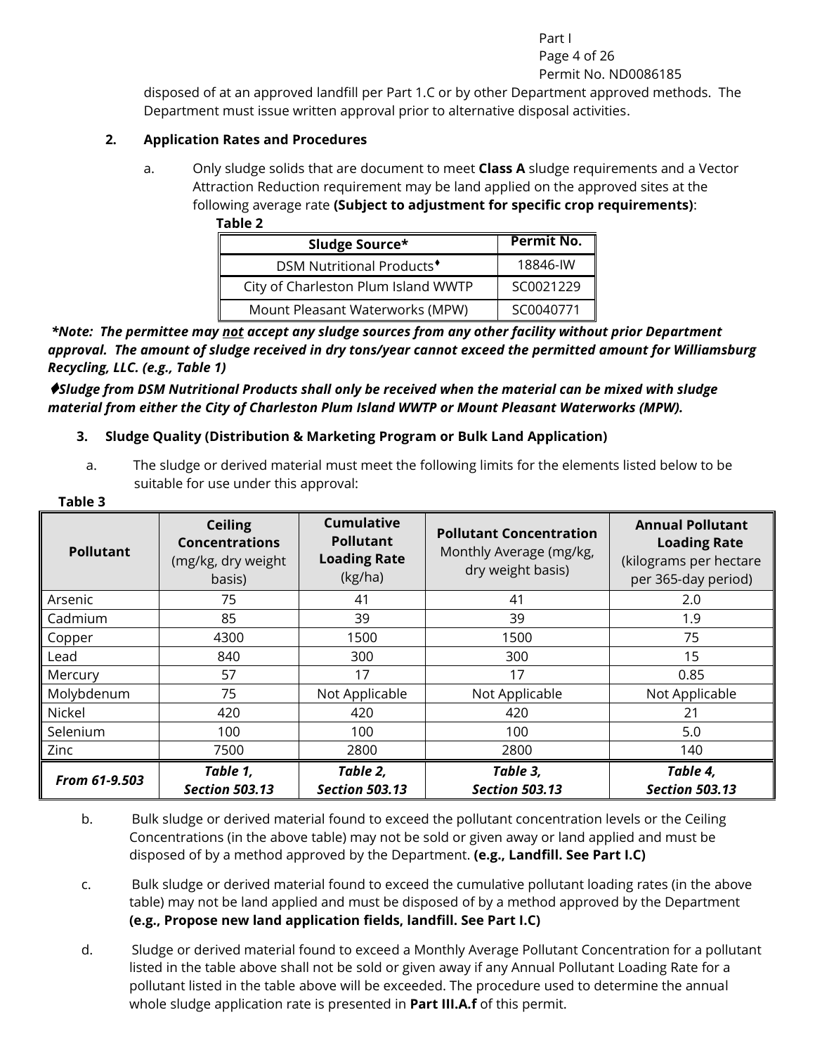disposed of at an approved landfill per Part 1.C or by other Department approved methods. The Department must issue written approval prior to alternative disposal activities.

**2. Application Rates and Procedures**

a. Only sludge solids that are document to meet **Class A** sludge requirements and a Vector Attraction Reduction requirement may be land applied on the approved sites at the following average rate **(Subject to adjustment for specific crop requirements)**:

**Table 2**

| Sludge Source* | Permit No. |
|---|---|
| DSM Nutritional Products♦ | 18846-IW |
| City of Charleston Plum Island WWTP | SC0021229 |
| Mount Pleasant Waterworks (MPW) | SC0040771 |

***Note: The permittee may <u>not</u> accept any sludge sources from any other facility without prior Department approval. The amount of sludge received in dry tons/year cannot exceed the permitted amount for Williamsburg Recycling, LLC. (e.g., Table 1)***

***♦Sludge from DSM Nutritional Products shall only be received when the material can be mixed with sludge material from either the City of Charleston Plum Island WWTP or Mount Pleasant Waterworks (MPW).***

**3. Sludge Quality (Distribution & Marketing Program or Bulk Land Application)**

a. The sludge or derived material must meet the following limits for the elements listed below to be suitable for use under this approval:

**Table 3**

| **Pollutant** | **Ceiling Concentrations** (mg/kg, dry weight basis) | **Cumulative Pollutant Loading Rate** (kg/ha) | **Pollutant Concentration** Monthly Average (mg/kg, dry weight basis) | **Annual Pollutant Loading Rate** (kilograms per hectare per 365-day period) |
|---|---|---|---|---|
| Arsenic | 75 | 41 | 41 | 2.0 |
| Cadmium | 85 | 39 | 39 | 1.9 |
| Copper | 4300 | 1500 | 1500 | 75 |
| Lead | 840 | 300 | 300 | 15 |
| Mercury | 57 | 17 | 17 | 0.85 |
| Molybdenum | 75 | Not Applicable | Not Applicable | Not Applicable |
| Nickel | 420 | 420 | 420 | 21 |
| Selenium | 100 | 100 | 100 | 5.0 |
| Zinc | 7500 | 2800 | 2800 | 140 |
| ***From 61-9.503*** | ***Table 1, Section 503.13*** | ***Table 2, Section 503.13*** | ***Table 3, Section 503.13*** | ***Table 4, Section 503.13*** |

b. Bulk sludge or derived material found to exceed the pollutant concentration levels or the Ceiling Concentrations (in the above table) may not be sold or given away or land applied and must be disposed of by a method approved by the Department. **(e.g., Landfill. See Part I.C)**

c. Bulk sludge or derived material found to exceed the cumulative pollutant loading rates (in the above table) may not be land applied and must be disposed of by a method approved by the Department **(e.g., Propose new land application fields, landfill. See Part I.C)**

d. Sludge or derived material found to exceed a Monthly Average Pollutant Concentration for a pollutant listed in the table above shall not be sold or given away if any Annual Pollutant Loading Rate for a pollutant listed in the table above will be exceeded. The procedure used to determine the annual whole sludge application rate is presented in **Part III.A.f** of this permit.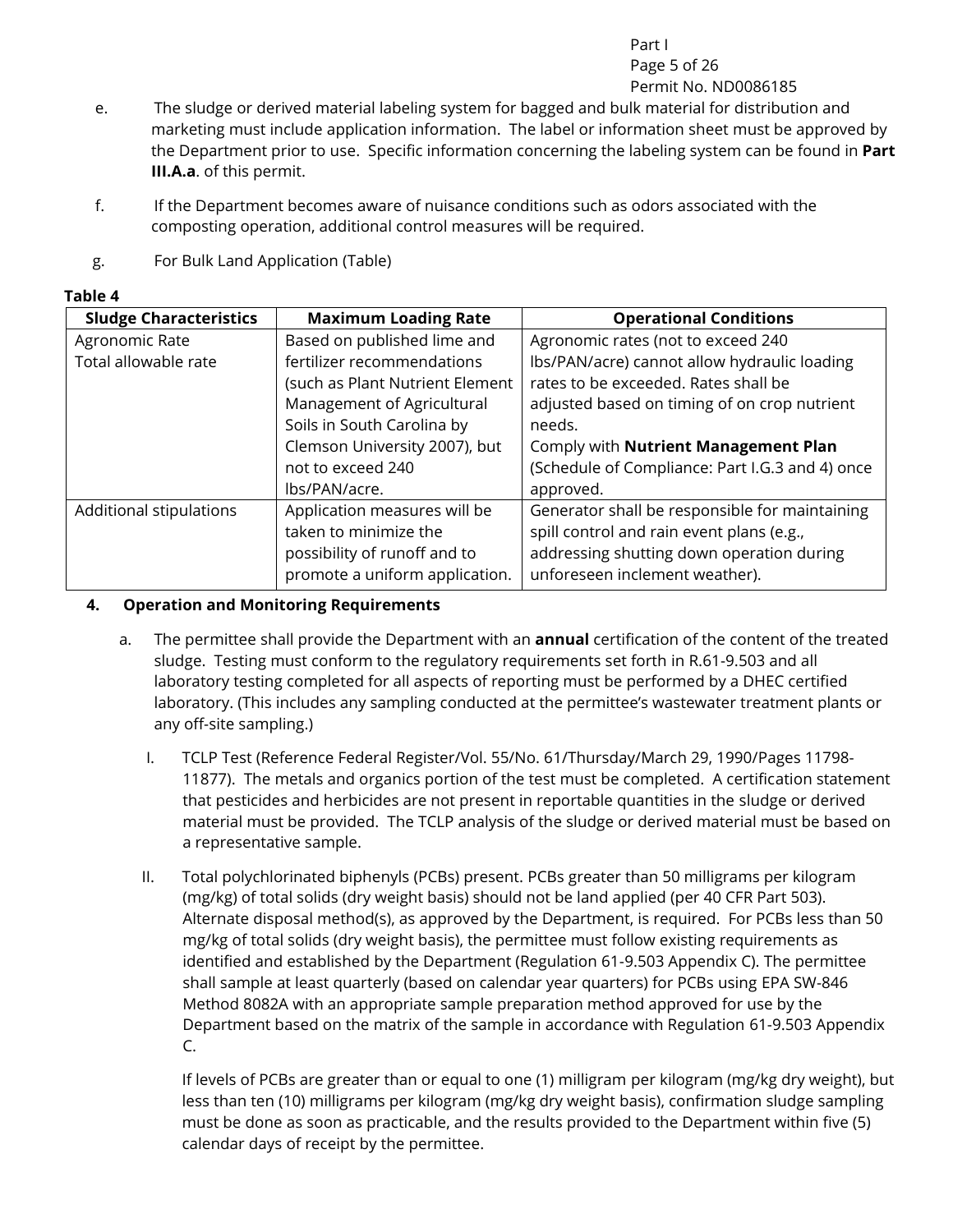e. The sludge or derived material labeling system for bagged and bulk material for distribution and marketing must include application information. The label or information sheet must be approved by the Department prior to use. Specific information concerning the labeling system can be found in **Part III.A.a**. of this permit.

f. If the Department becomes aware of nuisance conditions such as odors associated with the composting operation, additional control measures will be required.

g. For Bulk Land Application (Table)

**Table 4**

| Sludge Characteristics | Maximum Loading Rate | Operational Conditions |
|---|---|---|
| Agronomic Rate<br>Total allowable rate | Based on published lime and fertilizer recommendations (such as Plant Nutrient Element Management of Agricultural Soils in South Carolina by Clemson University 2007), but not to exceed 240 lbs/PAN/acre. | Agronomic rates (not to exceed 240 lbs/PAN/acre) cannot allow hydraulic loading rates to be exceeded. Rates shall be adjusted based on timing of on crop nutrient needs.<br>Comply with **Nutrient Management Plan** (Schedule of Compliance: Part I.G.3 and 4) once approved. |
| Additional stipulations | Application measures will be taken to minimize the possibility of runoff and to promote a uniform application. | Generator shall be responsible for maintaining spill control and rain event plans (e.g., addressing shutting down operation during unforeseen inclement weather). |

**4. Operation and Monitoring Requirements**

a. The permittee shall provide the Department with an **annual** certification of the content of the treated sludge. Testing must conform to the regulatory requirements set forth in R.61-9.503 and all laboratory testing completed for all aspects of reporting must be performed by a DHEC certified laboratory. (This includes any sampling conducted at the permittee's wastewater treatment plants or any off-site sampling.)

I. TCLP Test (Reference Federal Register/Vol. 55/No. 61/Thursday/March 29, 1990/Pages 11798-11877). The metals and organics portion of the test must be completed. A certification statement that pesticides and herbicides are not present in reportable quantities in the sludge or derived material must be provided. The TCLP analysis of the sludge or derived material must be based on a representative sample.

II. Total polychlorinated biphenyls (PCBs) present. PCBs greater than 50 milligrams per kilogram (mg/kg) of total solids (dry weight basis) should not be land applied (per 40 CFR Part 503). Alternate disposal method(s), as approved by the Department, is required. For PCBs less than 50 mg/kg of total solids (dry weight basis), the permittee must follow existing requirements as identified and established by the Department (Regulation 61-9.503 Appendix C). The permittee shall sample at least quarterly (based on calendar year quarters) for PCBs using EPA SW-846 Method 8082A with an appropriate sample preparation method approved for use by the Department based on the matrix of the sample in accordance with Regulation 61-9.503 Appendix C.

If levels of PCBs are greater than or equal to one (1) milligram per kilogram (mg/kg dry weight), but less than ten (10) milligrams per kilogram (mg/kg dry weight basis), confirmation sludge sampling must be done as soon as practicable, and the results provided to the Department within five (5) calendar days of receipt by the permittee.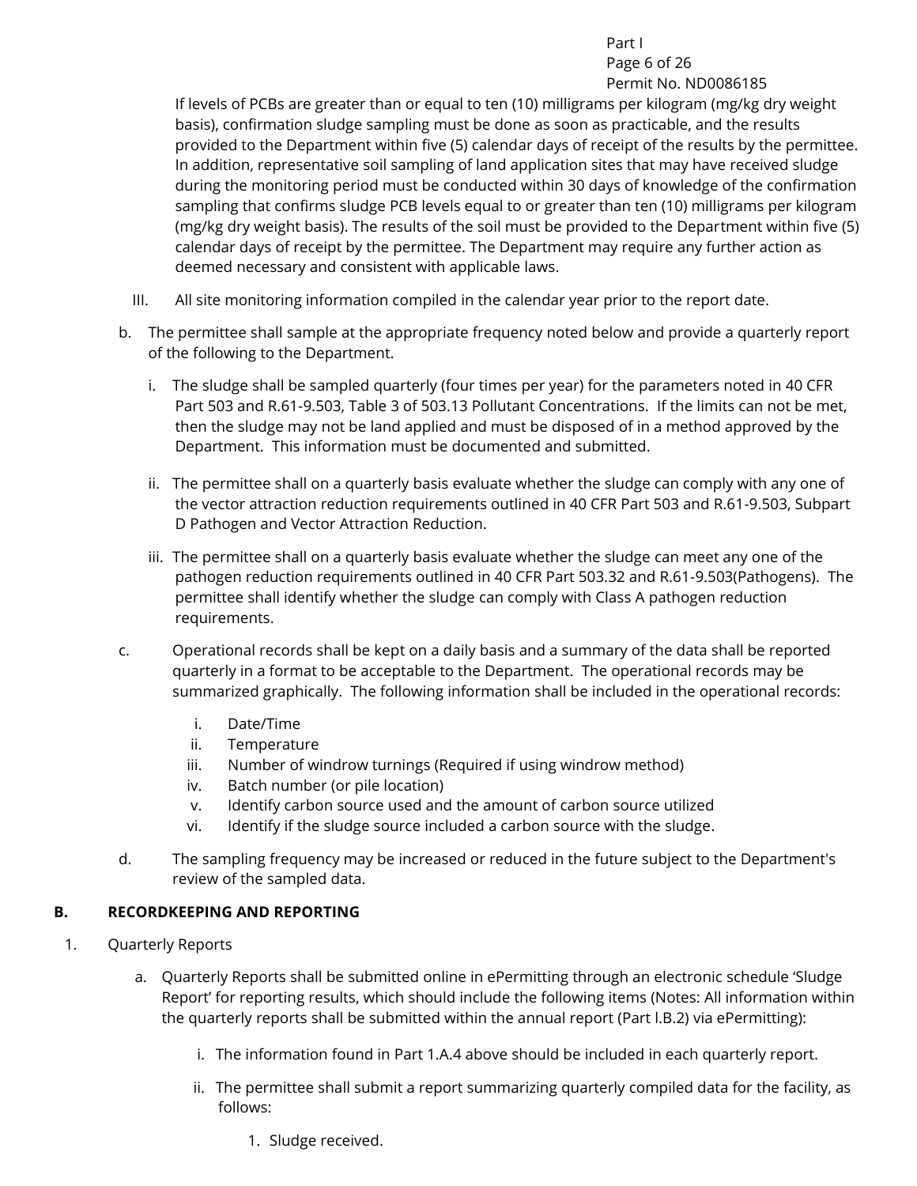If levels of PCBs are greater than or equal to ten (10) milligrams per kilogram (mg/kg dry weight basis), confirmation sludge sampling must be done as soon as practicable, and the results provided to the Department within five (5) calendar days of receipt of the results by the permittee. In addition, representative soil sampling of land application sites that may have received sludge during the monitoring period must be conducted within 30 days of knowledge of the confirmation sampling that confirms sludge PCB levels equal to or greater than ten (10) milligrams per kilogram (mg/kg dry weight basis). The results of the soil must be provided to the Department within five (5) calendar days of receipt by the permittee. The Department may require any further action as deemed necessary and consistent with applicable laws.

III. All site monitoring information compiled in the calendar year prior to the report date.

b. The permittee shall sample at the appropriate frequency noted below and provide a quarterly report of the following to the Department.

   i. The sludge shall be sampled quarterly (four times per year) for the parameters noted in 40 CFR Part 503 and R.61-9.503, Table 3 of 503.13 Pollutant Concentrations. If the limits can not be met, then the sludge may not be land applied and must be disposed of in a method approved by the Department. This information must be documented and submitted.

   ii. The permittee shall on a quarterly basis evaluate whether the sludge can comply with any one of the vector attraction reduction requirements outlined in 40 CFR Part 503 and R.61-9.503, Subpart D Pathogen and Vector Attraction Reduction.

   iii. The permittee shall on a quarterly basis evaluate whether the sludge can meet any one of the pathogen reduction requirements outlined in 40 CFR Part 503.32 and R.61-9.503(Pathogens). The permittee shall identify whether the sludge can comply with Class A pathogen reduction requirements.

c. Operational records shall be kept on a daily basis and a summary of the data shall be reported quarterly in a format to be acceptable to the Department. The operational records may be summarized graphically. The following information shall be included in the operational records:

   i. Date/Time
   ii. Temperature
   iii. Number of windrow turnings (Required if using windrow method)
   iv. Batch number (or pile location)
   v. Identify carbon source used and the amount of carbon source utilized
   vi. Identify if the sludge source included a carbon source with the sludge.

d. The sampling frequency may be increased or reduced in the future subject to the Department's review of the sampled data.

## B. RECORDKEEPING AND REPORTING

1. Quarterly Reports

   a. Quarterly Reports shall be submitted online in ePermitting through an electronic schedule 'Sludge Report' for reporting results, which should include the following items (Notes: All information within the quarterly reports shall be submitted within the annual report (Part l.B.2) via ePermitting):

      i. The information found in Part 1.A.4 above should be included in each quarterly report.

      ii. The permittee shall submit a report summarizing quarterly compiled data for the facility, as follows:

         1. Sludge received.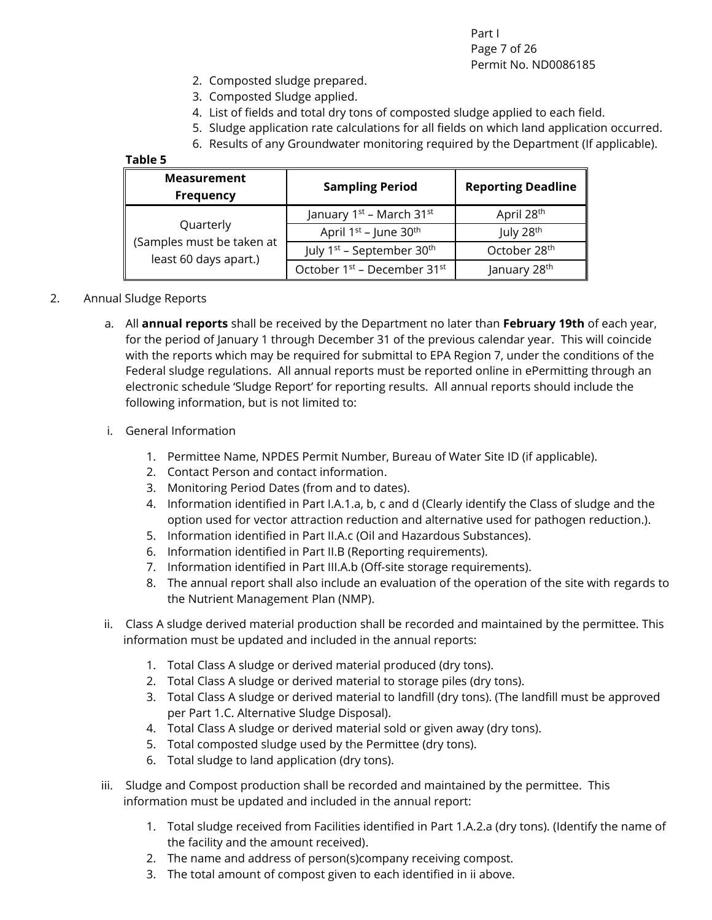2. Composted sludge prepared.
3. Composted Sludge applied.
4. List of fields and total dry tons of composted sludge applied to each field.
5. Sludge application rate calculations for all fields on which land application occurred.
6. Results of any Groundwater monitoring required by the Department (If applicable).

**Table 5**

| Measurement Frequency | Sampling Period | Reporting Deadline |
|---|---|---|
| Quarterly (Samples must be taken at least 60 days apart.) | January 1st – March 31st | April 28th |
| | April 1st – June 30th | July 28th |
| | July 1st – September 30th | October 28th |
| | October 1st – December 31st | January 28th |

2. Annual Sludge Reports

   a. All **annual reports** shall be received by the Department no later than **February 19th** of each year, for the period of January 1 through December 31 of the previous calendar year. This will coincide with the reports which may be required for submittal to EPA Region 7, under the conditions of the Federal sludge regulations. All annual reports must be reported online in ePermitting through an electronic schedule 'Sludge Report' for reporting results. All annual reports should include the following information, but is not limited to:

   i. General Information

      1. Permittee Name, NPDES Permit Number, Bureau of Water Site ID (if applicable).
      2. Contact Person and contact information.
      3. Monitoring Period Dates (from and to dates).
      4. Information identified in Part I.A.1.a, b, c and d (Clearly identify the Class of sludge and the option used for vector attraction reduction and alternative used for pathogen reduction.).
      5. Information identified in Part II.A.c (Oil and Hazardous Substances).
      6. Information identified in Part II.B (Reporting requirements).
      7. Information identified in Part III.A.b (Off-site storage requirements).
      8. The annual report shall also include an evaluation of the operation of the site with regards to the Nutrient Management Plan (NMP).

   ii. Class A sludge derived material production shall be recorded and maintained by the permittee. This information must be updated and included in the annual reports:

      1. Total Class A sludge or derived material produced (dry tons).
      2. Total Class A sludge or derived material to storage piles (dry tons).
      3. Total Class A sludge or derived material to landfill (dry tons). (The landfill must be approved per Part 1.C. Alternative Sludge Disposal).
      4. Total Class A sludge or derived material sold or given away (dry tons).
      5. Total composted sludge used by the Permittee (dry tons).
      6. Total sludge to land application (dry tons).

   iii. Sludge and Compost production shall be recorded and maintained by the permittee. This information must be updated and included in the annual report:

      1. Total sludge received from Facilities identified in Part 1.A.2.a (dry tons). (Identify the name of the facility and the amount received).
      2. The name and address of person(s)company receiving compost.
      3. The total amount of compost given to each identified in ii above.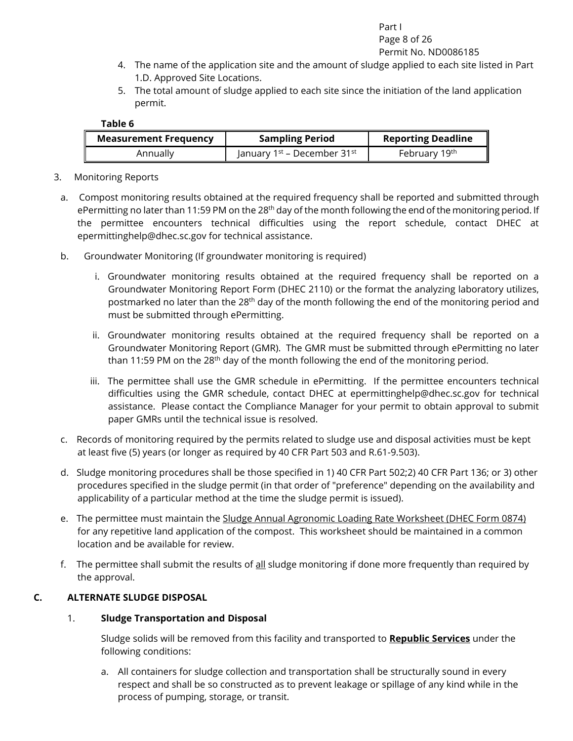4. The name of the application site and the amount of sludge applied to each site listed in Part 1.D. Approved Site Locations.
5. The total amount of sludge applied to each site since the initiation of the land application permit.

**Table 6**

| Measurement Frequency | Sampling Period | Reporting Deadline |
|---|---|---|
| Annually | January 1st – December 31st | February 19th |

3. Monitoring Reports

   a. Compost monitoring results obtained at the required frequency shall be reported and submitted through ePermitting no later than 11:59 PM on the 28th day of the month following the end of the monitoring period. If the permittee encounters technical difficulties using the report schedule, contact DHEC at epermittinghelp@dhec.sc.gov for technical assistance.

   b. Groundwater Monitoring (If groundwater monitoring is required)

      i. Groundwater monitoring results obtained at the required frequency shall be reported on a Groundwater Monitoring Report Form (DHEC 2110) or the format the analyzing laboratory utilizes, postmarked no later than the 28th day of the month following the end of the monitoring period and must be submitted through ePermitting.

      ii. Groundwater monitoring results obtained at the required frequency shall be reported on a Groundwater Monitoring Report (GMR). The GMR must be submitted through ePermitting no later than 11:59 PM on the 28th day of the month following the end of the monitoring period.

      iii. The permittee shall use the GMR schedule in ePermitting. If the permittee encounters technical difficulties using the GMR schedule, contact DHEC at epermittinghelp@dhec.sc.gov for technical assistance. Please contact the Compliance Manager for your permit to obtain approval to submit paper GMRs until the technical issue is resolved.

   c. Records of monitoring required by the permits related to sludge use and disposal activities must be kept at least five (5) years (or longer as required by 40 CFR Part 503 and R.61-9.503).

   d. Sludge monitoring procedures shall be those specified in 1) 40 CFR Part 502;2) 40 CFR Part 136; or 3) other procedures specified in the sludge permit (in that order of "preference" depending on the availability and applicability of a particular method at the time the sludge permit is issued).

   e. The permittee must maintain the Sludge Annual Agronomic Loading Rate Worksheet (DHEC Form 0874) for any repetitive land application of the compost. This worksheet should be maintained in a common location and be available for review.

   f. The permittee shall submit the results of all sludge monitoring if done more frequently than required by the approval.

## C. ALTERNATE SLUDGE DISPOSAL

### 1. Sludge Transportation and Disposal

Sludge solids will be removed from this facility and transported to **Republic Services** under the following conditions:

a. All containers for sludge collection and transportation shall be structurally sound in every respect and shall be so constructed as to prevent leakage or spillage of any kind while in the process of pumping, storage, or transit.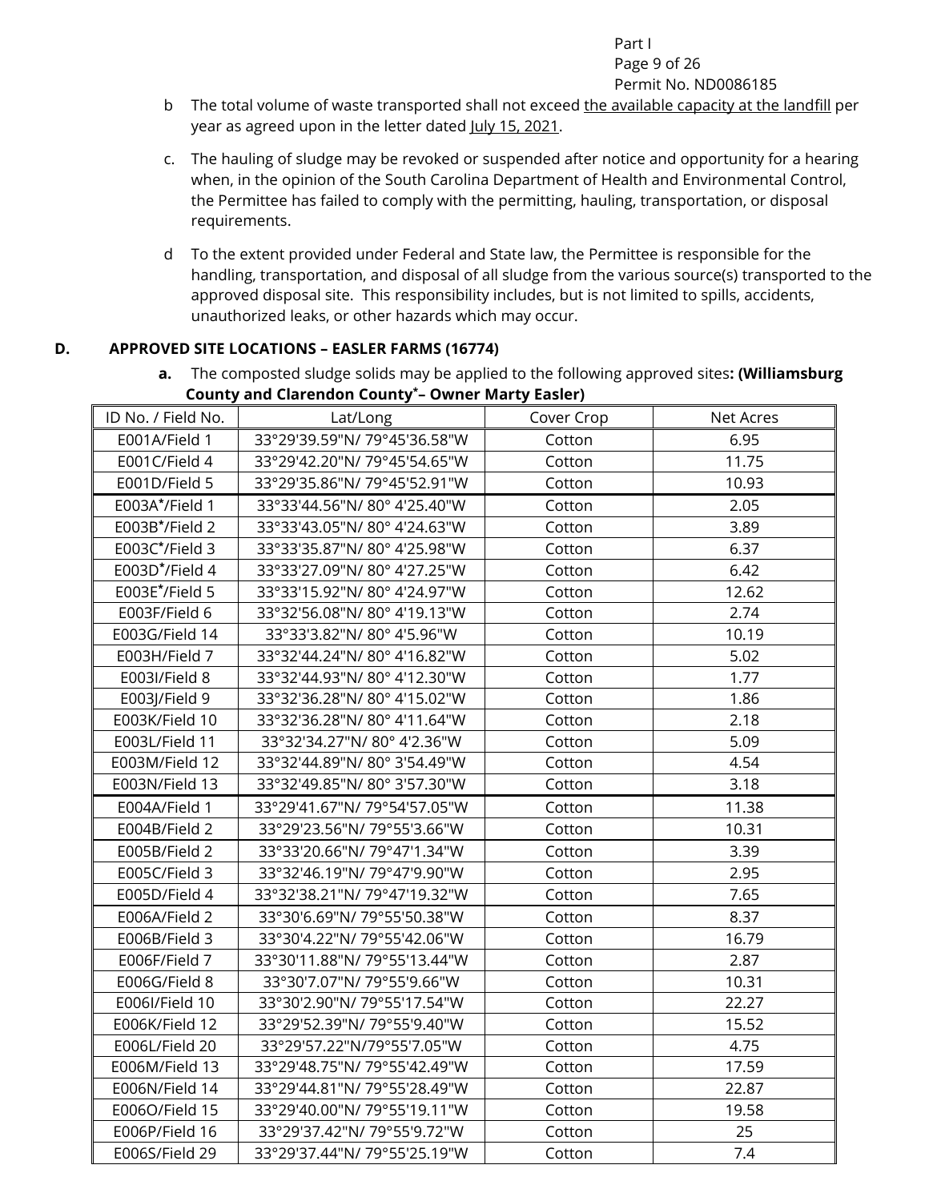b The total volume of waste transported shall not exceed the available capacity at the landfill per year as agreed upon in the letter dated July 15, 2021.

c. The hauling of sludge may be revoked or suspended after notice and opportunity for a hearing when, in the opinion of the South Carolina Department of Health and Environmental Control, the Permittee has failed to comply with the permitting, hauling, transportation, or disposal requirements.

d To the extent provided under Federal and State law, the Permittee is responsible for the handling, transportation, and disposal of all sludge from the various source(s) transported to the approved disposal site. This responsibility includes, but is not limited to spills, accidents, unauthorized leaks, or other hazards which may occur.

## D. APPROVED SITE LOCATIONS – EASLER FARMS (16774)

**a.** The composted sludge solids may be applied to the following approved sites**: (Williamsburg County and Clarendon County*– Owner Marty Easler)**

| ID No. / Field No. | Lat/Long | Cover Crop | Net Acres |
|---|---|---|---|
| E001A/Field 1 | 33°29'39.59"N/ 79°45'36.58"W | Cotton | 6.95 |
| E001C/Field 4 | 33°29'42.20"N/ 79°45'54.65"W | Cotton | 11.75 |
| E001D/Field 5 | 33°29'35.86"N/ 79°45'52.91"W | Cotton | 10.93 |
| E003A*/Field 1 | 33°33'44.56"N/ 80° 4'25.40"W | Cotton | 2.05 |
| E003B*/Field 2 | 33°33'43.05"N/ 80° 4'24.63"W | Cotton | 3.89 |
| E003C*/Field 3 | 33°33'35.87"N/ 80° 4'25.98"W | Cotton | 6.37 |
| E003D*/Field 4 | 33°33'27.09"N/ 80° 4'27.25"W | Cotton | 6.42 |
| E003E*/Field 5 | 33°33'15.92"N/ 80° 4'24.97"W | Cotton | 12.62 |
| E003F/Field 6 | 33°32'56.08"N/ 80° 4'19.13"W | Cotton | 2.74 |
| E003G/Field 14 | 33°33'3.82"N/ 80° 4'5.96"W | Cotton | 10.19 |
| E003H/Field 7 | 33°32'44.24"N/ 80° 4'16.82"W | Cotton | 5.02 |
| E003I/Field 8 | 33°32'44.93"N/ 80° 4'12.30"W | Cotton | 1.77 |
| E003J/Field 9 | 33°32'36.28"N/ 80° 4'15.02"W | Cotton | 1.86 |
| E003K/Field 10 | 33°32'36.28"N/ 80° 4'11.64"W | Cotton | 2.18 |
| E003L/Field 11 | 33°32'34.27"N/ 80° 4'2.36"W | Cotton | 5.09 |
| E003M/Field 12 | 33°32'44.89"N/ 80° 3'54.49"W | Cotton | 4.54 |
| E003N/Field 13 | 33°32'49.85"N/ 80° 3'57.30"W | Cotton | 3.18 |
| E004A/Field 1 | 33°29'41.67"N/ 79°54'57.05"W | Cotton | 11.38 |
| E004B/Field 2 | 33°29'23.56"N/ 79°55'3.66"W | Cotton | 10.31 |
| E005B/Field 2 | 33°33'20.66"N/ 79°47'1.34"W | Cotton | 3.39 |
| E005C/Field 3 | 33°32'46.19"N/ 79°47'9.90"W | Cotton | 2.95 |
| E005D/Field 4 | 33°32'38.21"N/ 79°47'19.32"W | Cotton | 7.65 |
| E006A/Field 2 | 33°30'6.69"N/ 79°55'50.38"W | Cotton | 8.37 |
| E006B/Field 3 | 33°30'4.22"N/ 79°55'42.06"W | Cotton | 16.79 |
| E006F/Field 7 | 33°30'11.88"N/ 79°55'13.44"W | Cotton | 2.87 |
| E006G/Field 8 | 33°30'7.07"N/ 79°55'9.66"W | Cotton | 10.31 |
| E006I/Field 10 | 33°30'2.90"N/ 79°55'17.54"W | Cotton | 22.27 |
| E006K/Field 12 | 33°29'52.39"N/ 79°55'9.40"W | Cotton | 15.52 |
| E006L/Field 20 | 33°29'57.22"N/79°55'7.05"W | Cotton | 4.75 |
| E006M/Field 13 | 33°29'48.75"N/ 79°55'42.49"W | Cotton | 17.59 |
| E006N/Field 14 | 33°29'44.81"N/ 79°55'28.49"W | Cotton | 22.87 |
| E006O/Field 15 | 33°29'40.00"N/ 79°55'19.11"W | Cotton | 19.58 |
| E006P/Field 16 | 33°29'37.42"N/ 79°55'9.72"W | Cotton | 25 |
| E006S/Field 29 | 33°29'37.44"N/ 79°55'25.19"W | Cotton | 7.4 |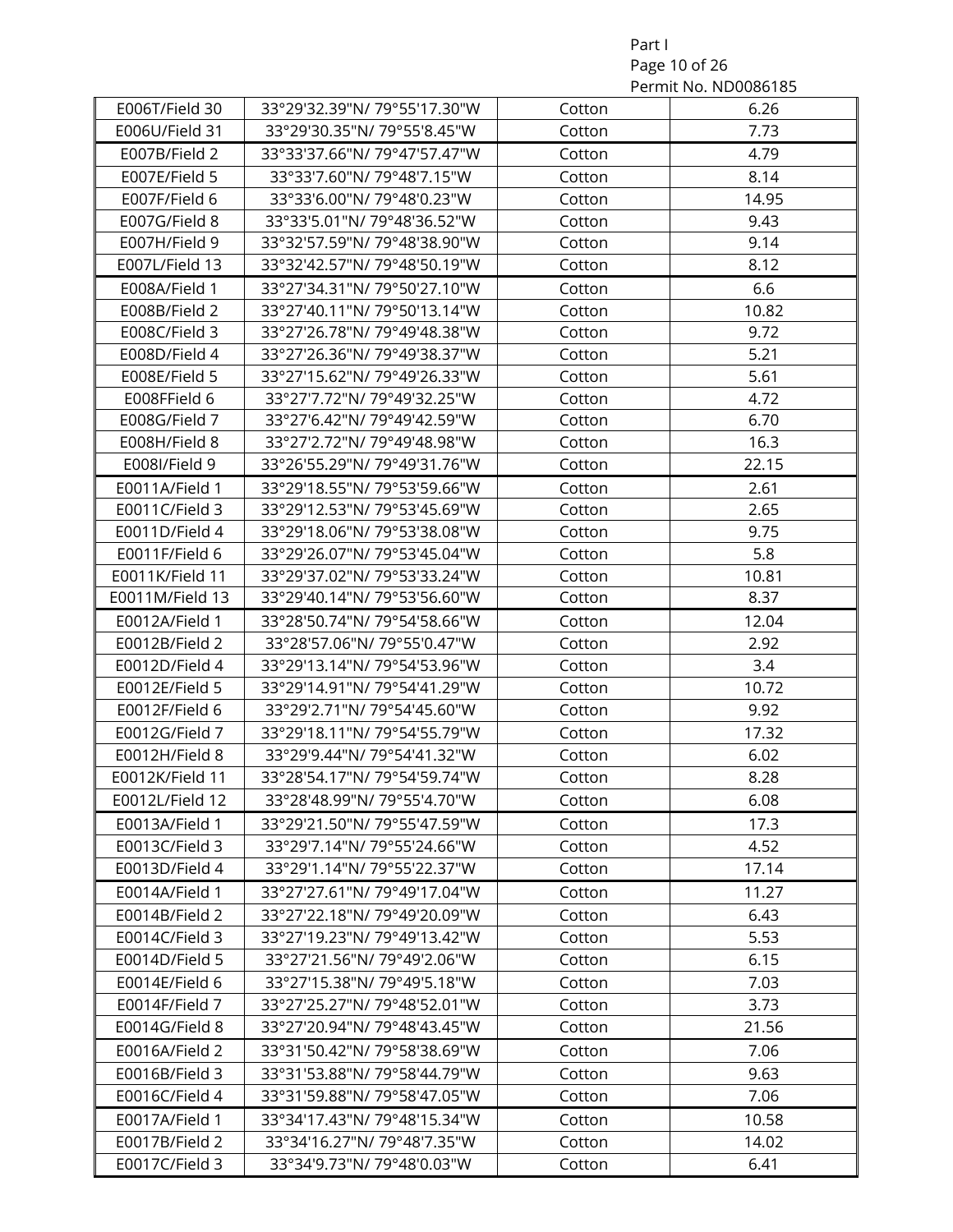| | | | |
|---|---|---|---|
| E006T/Field 30 | 33°29'32.39"N/ 79°55'17.30"W | Cotton | 6.26 |
| E006U/Field 31 | 33°29'30.35"N/ 79°55'8.45"W | Cotton | 7.73 |
| E007B/Field 2 | 33°33'37.66"N/ 79°47'57.47"W | Cotton | 4.79 |
| E007E/Field 5 | 33°33'7.60"N/ 79°48'7.15"W | Cotton | 8.14 |
| E007F/Field 6 | 33°33'6.00"N/ 79°48'0.23"W | Cotton | 14.95 |
| E007G/Field 8 | 33°33'5.01"N/ 79°48'36.52"W | Cotton | 9.43 |
| E007H/Field 9 | 33°32'57.59"N/ 79°48'38.90"W | Cotton | 9.14 |
| E007L/Field 13 | 33°32'42.57"N/ 79°48'50.19"W | Cotton | 8.12 |
| E008A/Field 1 | 33°27'34.31"N/ 79°50'27.10"W | Cotton | 6.6 |
| E008B/Field 2 | 33°27'40.11"N/ 79°50'13.14"W | Cotton | 10.82 |
| E008C/Field 3 | 33°27'26.78"N/ 79°49'48.38"W | Cotton | 9.72 |
| E008D/Field 4 | 33°27'26.36"N/ 79°49'38.37"W | Cotton | 5.21 |
| E008E/Field 5 | 33°27'15.62"N/ 79°49'26.33"W | Cotton | 5.61 |
| E008FField 6 | 33°27'7.72"N/ 79°49'32.25"W | Cotton | 4.72 |
| E008G/Field 7 | 33°27'6.42"N/ 79°49'42.59"W | Cotton | 6.70 |
| E008H/Field 8 | 33°27'2.72"N/ 79°49'48.98"W | Cotton | 16.3 |
| E008I/Field 9 | 33°26'55.29"N/ 79°49'31.76"W | Cotton | 22.15 |
| E0011A/Field 1 | 33°29'18.55"N/ 79°53'59.66"W | Cotton | 2.61 |
| E0011C/Field 3 | 33°29'12.53"N/ 79°53'45.69"W | Cotton | 2.65 |
| E0011D/Field 4 | 33°29'18.06"N/ 79°53'38.08"W | Cotton | 9.75 |
| E0011F/Field 6 | 33°29'26.07"N/ 79°53'45.04"W | Cotton | 5.8 |
| E0011K/Field 11 | 33°29'37.02"N/ 79°53'33.24"W | Cotton | 10.81 |
| E0011M/Field 13 | 33°29'40.14"N/ 79°53'56.60"W | Cotton | 8.37 |
| E0012A/Field 1 | 33°28'50.74"N/ 79°54'58.66"W | Cotton | 12.04 |
| E0012B/Field 2 | 33°28'57.06"N/ 79°55'0.47"W | Cotton | 2.92 |
| E0012D/Field 4 | 33°29'13.14"N/ 79°54'53.96"W | Cotton | 3.4 |
| E0012E/Field 5 | 33°29'14.91"N/ 79°54'41.29"W | Cotton | 10.72 |
| E0012F/Field 6 | 33°29'2.71"N/ 79°54'45.60"W | Cotton | 9.92 |
| E0012G/Field 7 | 33°29'18.11"N/ 79°54'55.79"W | Cotton | 17.32 |
| E0012H/Field 8 | 33°29'9.44"N/ 79°54'41.32"W | Cotton | 6.02 |
| E0012K/Field 11 | 33°28'54.17"N/ 79°54'59.74"W | Cotton | 8.28 |
| E0012L/Field 12 | 33°28'48.99"N/ 79°55'4.70"W | Cotton | 6.08 |
| E0013A/Field 1 | 33°29'21.50"N/ 79°55'47.59"W | Cotton | 17.3 |
| E0013C/Field 3 | 33°29'7.14"N/ 79°55'24.66"W | Cotton | 4.52 |
| E0013D/Field 4 | 33°29'1.14"N/ 79°55'22.37"W | Cotton | 17.14 |
| E0014A/Field 1 | 33°27'27.61"N/ 79°49'17.04"W | Cotton | 11.27 |
| E0014B/Field 2 | 33°27'22.18"N/ 79°49'20.09"W | Cotton | 6.43 |
| E0014C/Field 3 | 33°27'19.23"N/ 79°49'13.42"W | Cotton | 5.53 |
| E0014D/Field 5 | 33°27'21.56"N/ 79°49'2.06"W | Cotton | 6.15 |
| E0014E/Field 6 | 33°27'15.38"N/ 79°49'5.18"W | Cotton | 7.03 |
| E0014F/Field 7 | 33°27'25.27"N/ 79°48'52.01"W | Cotton | 3.73 |
| E0014G/Field 8 | 33°27'20.94"N/ 79°48'43.45"W | Cotton | 21.56 |
| E0016A/Field 2 | 33°31'50.42"N/ 79°58'38.69"W | Cotton | 7.06 |
| E0016B/Field 3 | 33°31'53.88"N/ 79°58'44.79"W | Cotton | 9.63 |
| E0016C/Field 4 | 33°31'59.88"N/ 79°58'47.05"W | Cotton | 7.06 |
| E0017A/Field 1 | 33°34'17.43"N/ 79°48'15.34"W | Cotton | 10.58 |
| E0017B/Field 2 | 33°34'16.27"N/ 79°48'7.35"W | Cotton | 14.02 |
| E0017C/Field 3 | 33°34'9.73"N/ 79°48'0.03"W | Cotton | 6.41 |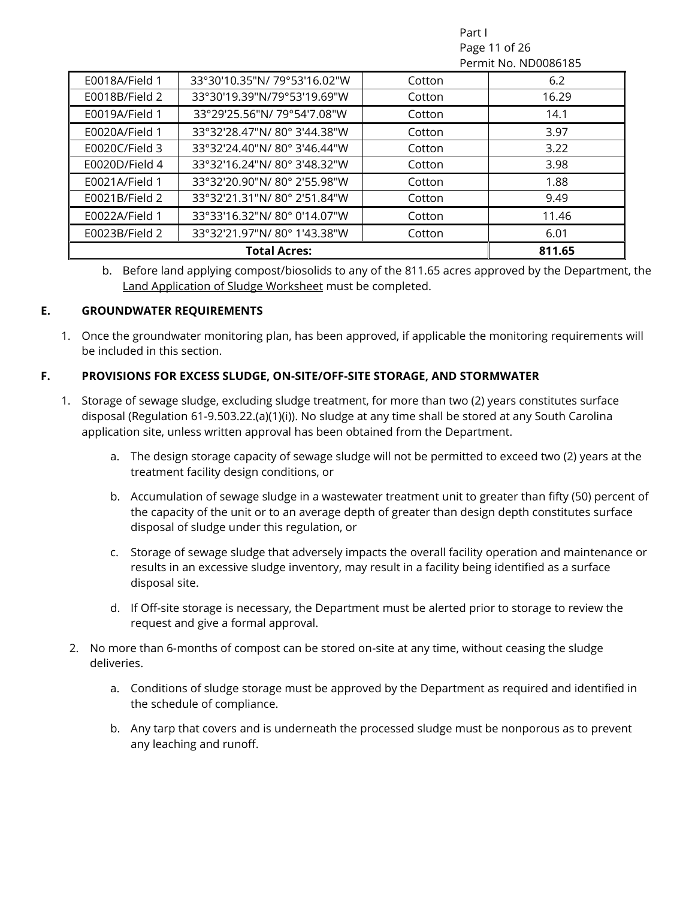| | | | |
|---|---|---|---|
| E0018A/Field 1 | 33°30'10.35"N/ 79°53'16.02"W | Cotton | 6.2 |
| E0018B/Field 2 | 33°30'19.39"N/79°53'19.69"W | Cotton | 16.29 |
| E0019A/Field 1 | 33°29'25.56"N/ 79°54'7.08"W | Cotton | 14.1 |
| E0020A/Field 1 | 33°32'28.47"N/ 80° 3'44.38"W | Cotton | 3.97 |
| E0020C/Field 3 | 33°32'24.40"N/ 80° 3'46.44"W | Cotton | 3.22 |
| E0020D/Field 4 | 33°32'16.24"N/ 80° 3'48.32"W | Cotton | 3.98 |
| E0021A/Field 1 | 33°32'20.90"N/ 80° 2'55.98"W | Cotton | 1.88 |
| E0021B/Field 2 | 33°32'21.31"N/ 80° 2'51.84"W | Cotton | 9.49 |
| E0022A/Field 1 | 33°33'16.32"N/ 80° 0'14.07"W | Cotton | 11.46 |
| E0023B/Field 2 | 33°32'21.97"N/ 80° 1'43.38"W | Cotton | 6.01 |
| **Total Acres:** | | | **811.65** |

b. Before land applying compost/biosolids to any of the 811.65 acres approved by the Department, the Land Application of Sludge Worksheet must be completed.

**E. GROUNDWATER REQUIREMENTS**

1. Once the groundwater monitoring plan, has been approved, if applicable the monitoring requirements will be included in this section.

**F. PROVISIONS FOR EXCESS SLUDGE, ON-SITE/OFF-SITE STORAGE, AND STORMWATER**

1. Storage of sewage sludge, excluding sludge treatment, for more than two (2) years constitutes surface disposal (Regulation 61-9.503.22.(a)(1)(i)). No sludge at any time shall be stored at any South Carolina application site, unless written approval has been obtained from the Department.

   a. The design storage capacity of sewage sludge will not be permitted to exceed two (2) years at the treatment facility design conditions, or

   b. Accumulation of sewage sludge in a wastewater treatment unit to greater than fifty (50) percent of the capacity of the unit or to an average depth of greater than design depth constitutes surface disposal of sludge under this regulation, or

   c. Storage of sewage sludge that adversely impacts the overall facility operation and maintenance or results in an excessive sludge inventory, may result in a facility being identified as a surface disposal site.

   d. If Off-site storage is necessary, the Department must be alerted prior to storage to review the request and give a formal approval.

2. No more than 6-months of compost can be stored on-site at any time, without ceasing the sludge deliveries.

   a. Conditions of sludge storage must be approved by the Department as required and identified in the schedule of compliance.

   b. Any tarp that covers and is underneath the processed sludge must be nonporous as to prevent any leaching and runoff.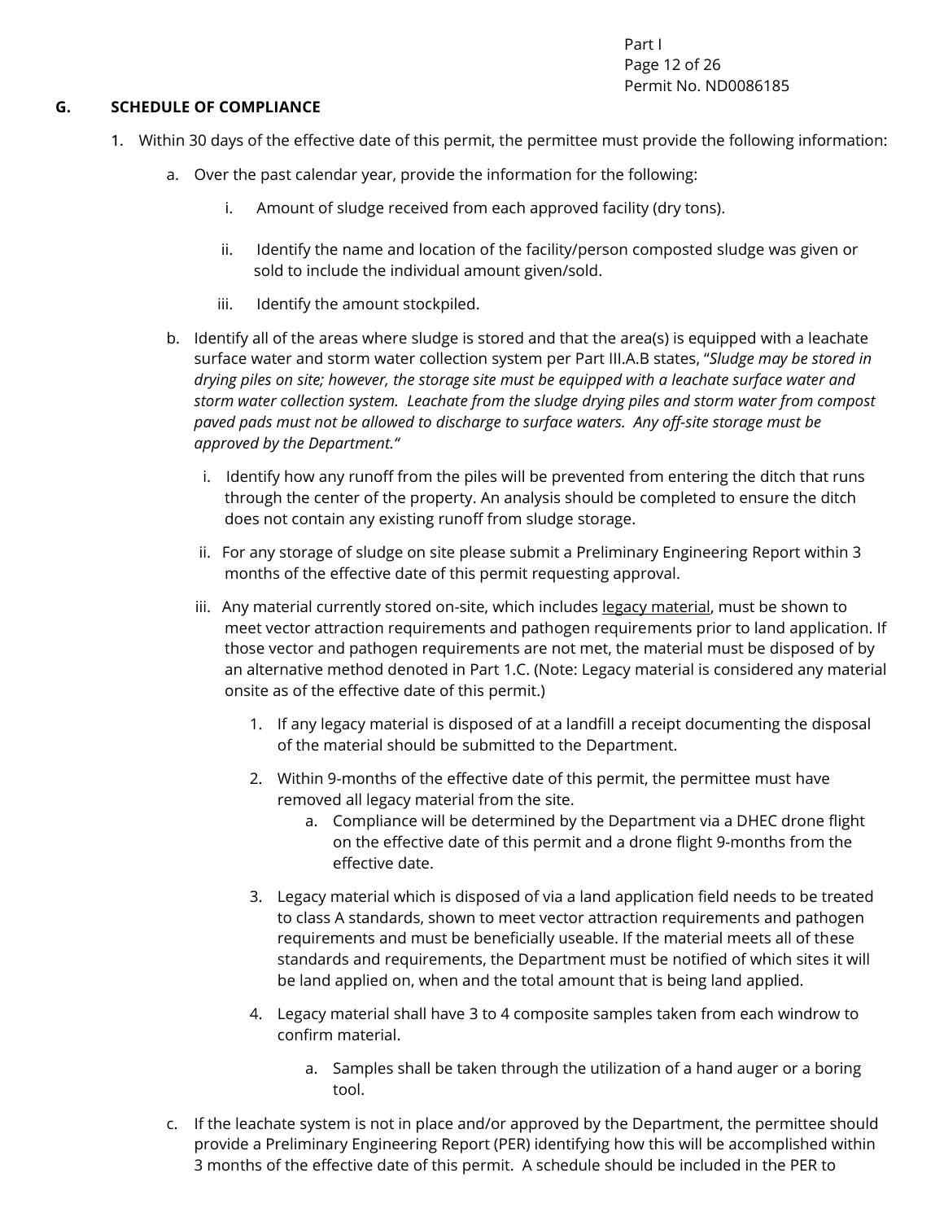## G. SCHEDULE OF COMPLIANCE

1. Within 30 days of the effective date of this permit, the permittee must provide the following information:

   a. Over the past calendar year, provide the information for the following:

      i. Amount of sludge received from each approved facility (dry tons).

      ii. Identify the name and location of the facility/person composted sludge was given or sold to include the individual amount given/sold.

      iii. Identify the amount stockpiled.

   b. Identify all of the areas where sludge is stored and that the area(s) is equipped with a leachate surface water and storm water collection system per Part III.A.B states, "*Sludge may be stored in drying piles on site; however, the storage site must be equipped with a leachate surface water and storm water collection system. Leachate from the sludge drying piles and storm water from compost paved pads must not be allowed to discharge to surface waters. Any off-site storage must be approved by the Department.*"

      i. Identify how any runoff from the piles will be prevented from entering the ditch that runs through the center of the property. An analysis should be completed to ensure the ditch does not contain any existing runoff from sludge storage.

      ii. For any storage of sludge on site please submit a Preliminary Engineering Report within 3 months of the effective date of this permit requesting approval.

      iii. Any material currently stored on-site, which includes <u>legacy material</u>, must be shown to meet vector attraction requirements and pathogen requirements prior to land application. If those vector and pathogen requirements are not met, the material must be disposed of by an alternative method denoted in Part 1.C. (Note: Legacy material is considered any material onsite as of the effective date of this permit.)

         1. If any legacy material is disposed of at a landfill a receipt documenting the disposal of the material should be submitted to the Department.

         2. Within 9-months of the effective date of this permit, the permittee must have removed all legacy material from the site.

            a. Compliance will be determined by the Department via a DHEC drone flight on the effective date of this permit and a drone flight 9-months from the effective date.

         3. Legacy material which is disposed of via a land application field needs to be treated to class A standards, shown to meet vector attraction requirements and pathogen requirements and must be beneficially useable. If the material meets all of these standards and requirements, the Department must be notified of which sites it will be land applied on, when and the total amount that is being land applied.

         4. Legacy material shall have 3 to 4 composite samples taken from each windrow to confirm material.

            a. Samples shall be taken through the utilization of a hand auger or a boring tool.

   c. If the leachate system is not in place and/or approved by the Department, the permittee should provide a Preliminary Engineering Report (PER) identifying how this will be accomplished within 3 months of the effective date of this permit. A schedule should be included in the PER to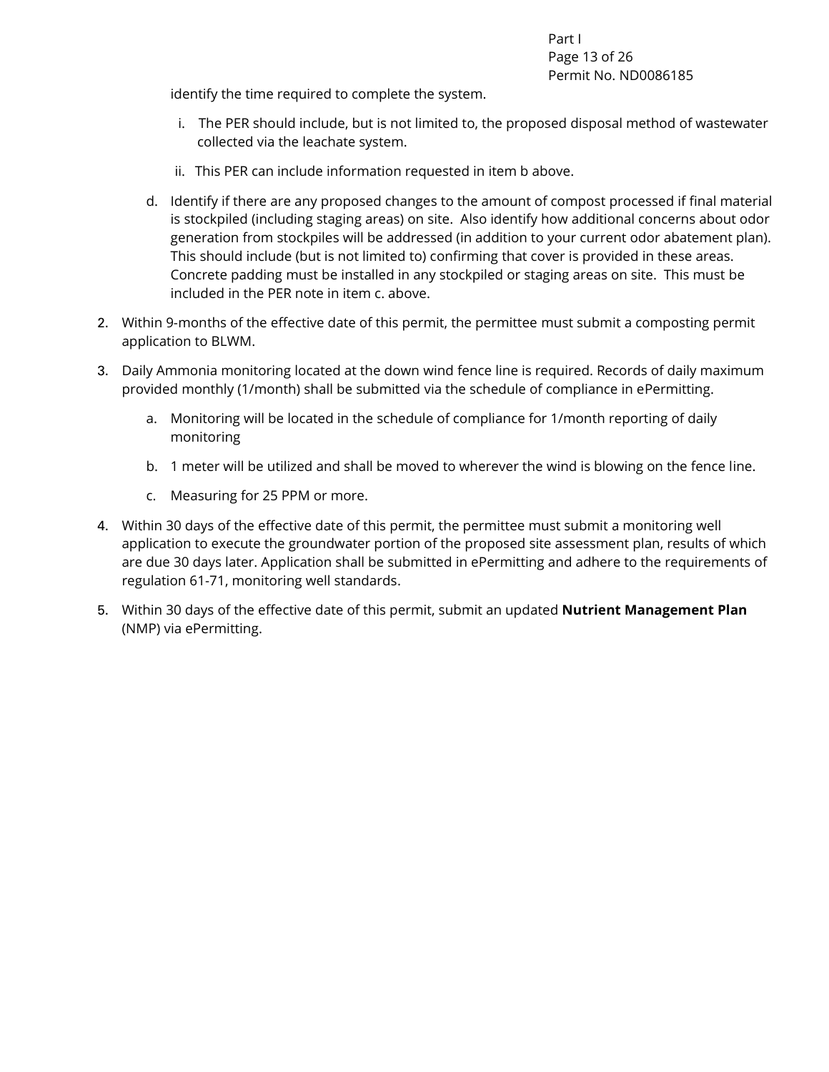identify the time required to complete the system.

   i. The PER should include, but is not limited to, the proposed disposal method of wastewater collected via the leachate system.

   ii. This PER can include information requested in item b above.

d. Identify if there are any proposed changes to the amount of compost processed if final material is stockpiled (including staging areas) on site. Also identify how additional concerns about odor generation from stockpiles will be addressed (in addition to your current odor abatement plan). This should include (but is not limited to) confirming that cover is provided in these areas. Concrete padding must be installed in any stockpiled or staging areas on site. This must be included in the PER note in item c. above.

2. Within 9-months of the effective date of this permit, the permittee must submit a composting permit application to BLWM.

3. Daily Ammonia monitoring located at the down wind fence line is required. Records of daily maximum provided monthly (1/month) shall be submitted via the schedule of compliance in ePermitting.

   a. Monitoring will be located in the schedule of compliance for 1/month reporting of daily monitoring

   b. 1 meter will be utilized and shall be moved to wherever the wind is blowing on the fence line.

   c. Measuring for 25 PPM or more.

4. Within 30 days of the effective date of this permit, the permittee must submit a monitoring well application to execute the groundwater portion of the proposed site assessment plan, results of which are due 30 days later. Application shall be submitted in ePermitting and adhere to the requirements of regulation 61-71, monitoring well standards.

5. Within 30 days of the effective date of this permit, submit an updated **Nutrient Management Plan** (NMP) via ePermitting.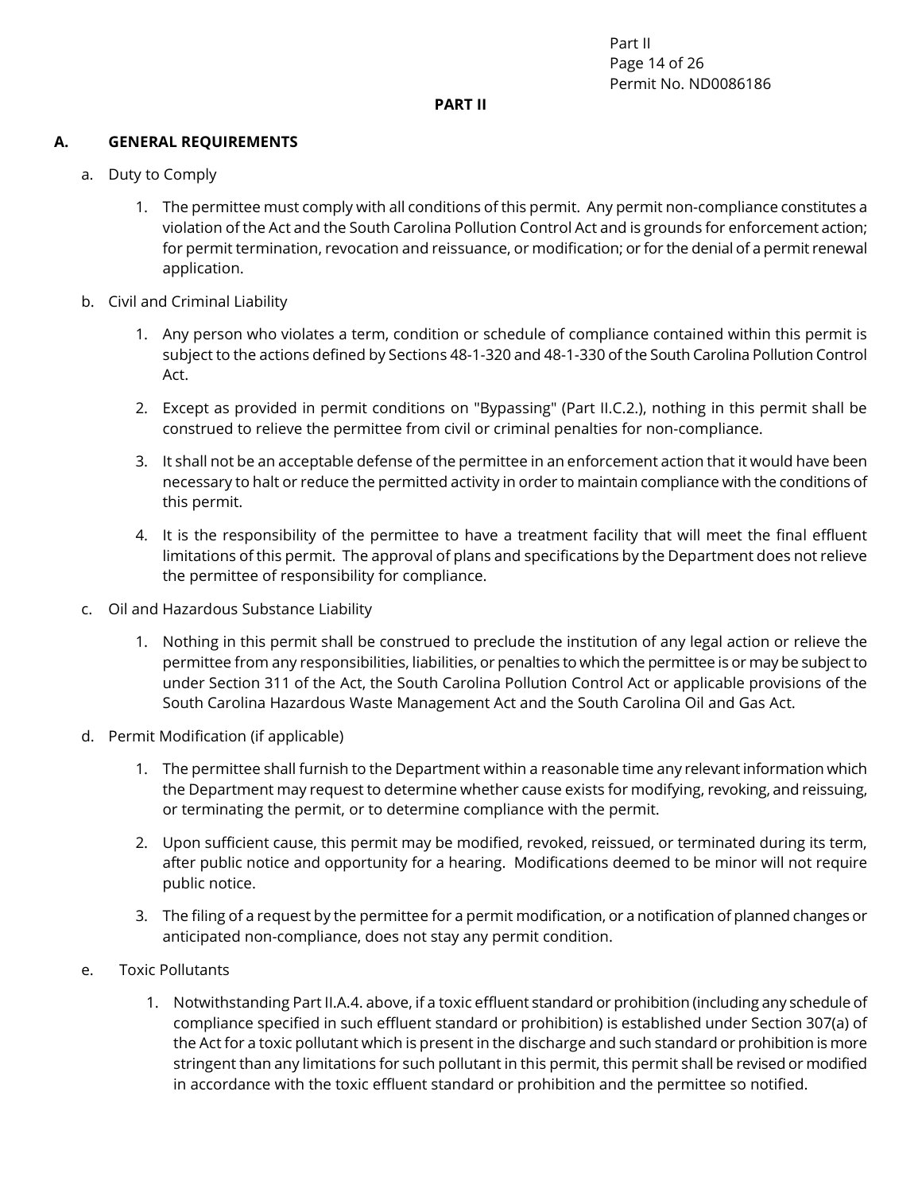# PART II

## A. GENERAL REQUIREMENTS

a. Duty to Comply

1. The permittee must comply with all conditions of this permit. Any permit non-compliance constitutes a violation of the Act and the South Carolina Pollution Control Act and is grounds for enforcement action; for permit termination, revocation and reissuance, or modification; or for the denial of a permit renewal application.

b. Civil and Criminal Liability

1. Any person who violates a term, condition or schedule of compliance contained within this permit is subject to the actions defined by Sections 48-1-320 and 48-1-330 of the South Carolina Pollution Control Act.

2. Except as provided in permit conditions on "Bypassing" (Part II.C.2.), nothing in this permit shall be construed to relieve the permittee from civil or criminal penalties for non-compliance.

3. It shall not be an acceptable defense of the permittee in an enforcement action that it would have been necessary to halt or reduce the permitted activity in order to maintain compliance with the conditions of this permit.

4. It is the responsibility of the permittee to have a treatment facility that will meet the final effluent limitations of this permit. The approval of plans and specifications by the Department does not relieve the permittee of responsibility for compliance.

c. Oil and Hazardous Substance Liability

1. Nothing in this permit shall be construed to preclude the institution of any legal action or relieve the permittee from any responsibilities, liabilities, or penalties to which the permittee is or may be subject to under Section 311 of the Act, the South Carolina Pollution Control Act or applicable provisions of the South Carolina Hazardous Waste Management Act and the South Carolina Oil and Gas Act.

d. Permit Modification (if applicable)

1. The permittee shall furnish to the Department within a reasonable time any relevant information which the Department may request to determine whether cause exists for modifying, revoking, and reissuing, or terminating the permit, or to determine compliance with the permit.

2. Upon sufficient cause, this permit may be modified, revoked, reissued, or terminated during its term, after public notice and opportunity for a hearing. Modifications deemed to be minor will not require public notice.

3. The filing of a request by the permittee for a permit modification, or a notification of planned changes or anticipated non-compliance, does not stay any permit condition.

e. Toxic Pollutants

1. Notwithstanding Part II.A.4. above, if a toxic effluent standard or prohibition (including any schedule of compliance specified in such effluent standard or prohibition) is established under Section 307(a) of the Act for a toxic pollutant which is present in the discharge and such standard or prohibition is more stringent than any limitations for such pollutant in this permit, this permit shall be revised or modified in accordance with the toxic effluent standard or prohibition and the permittee so notified.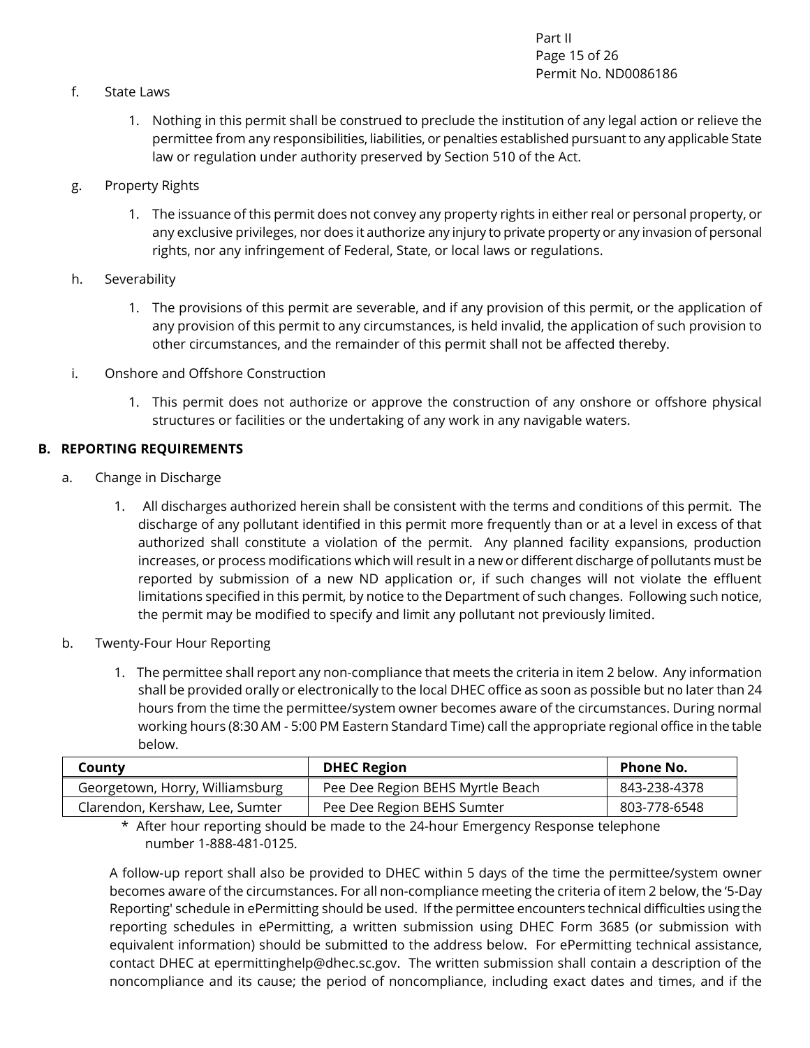f. State Laws

1. Nothing in this permit shall be construed to preclude the institution of any legal action or relieve the permittee from any responsibilities, liabilities, or penalties established pursuant to any applicable State law or regulation under authority preserved by Section 510 of the Act.

g. Property Rights

1. The issuance of this permit does not convey any property rights in either real or personal property, or any exclusive privileges, nor does it authorize any injury to private property or any invasion of personal rights, nor any infringement of Federal, State, or local laws or regulations.

h. Severability

1. The provisions of this permit are severable, and if any provision of this permit, or the application of any provision of this permit to any circumstances, is held invalid, the application of such provision to other circumstances, and the remainder of this permit shall not be affected thereby.

i. Onshore and Offshore Construction

1. This permit does not authorize or approve the construction of any onshore or offshore physical structures or facilities or the undertaking of any work in any navigable waters.

**B. REPORTING REQUIREMENTS**

a. Change in Discharge

1. All discharges authorized herein shall be consistent with the terms and conditions of this permit. The discharge of any pollutant identified in this permit more frequently than or at a level in excess of that authorized shall constitute a violation of the permit. Any planned facility expansions, production increases, or process modifications which will result in a new or different discharge of pollutants must be reported by submission of a new ND application or, if such changes will not violate the effluent limitations specified in this permit, by notice to the Department of such changes. Following such notice, the permit may be modified to specify and limit any pollutant not previously limited.

b. Twenty-Four Hour Reporting

1. The permittee shall report any non-compliance that meets the criteria in item 2 below. Any information shall be provided orally or electronically to the local DHEC office as soon as possible but no later than 24 hours from the time the permittee/system owner becomes aware of the circumstances. During normal working hours (8:30 AM - 5:00 PM Eastern Standard Time) call the appropriate regional office in the table below.

| County | DHEC Region | Phone No. |
| --- | --- | --- |
| Georgetown, Horry, Williamsburg | Pee Dee Region BEHS Myrtle Beach | 843-238-4378 |
| Clarendon, Kershaw, Lee, Sumter | Pee Dee Region BEHS Sumter | 803-778-6548 |

\* After hour reporting should be made to the 24-hour Emergency Response telephone number 1-888-481-0125.

A follow-up report shall also be provided to DHEC within 5 days of the time the permittee/system owner becomes aware of the circumstances. For all non-compliance meeting the criteria of item 2 below, the '5-Day Reporting' schedule in ePermitting should be used. If the permittee encounters technical difficulties using the reporting schedules in ePermitting, a written submission using DHEC Form 3685 (or submission with equivalent information) should be submitted to the address below. For ePermitting technical assistance, contact DHEC at epermittinghelp@dhec.sc.gov. The written submission shall contain a description of the noncompliance and its cause; the period of noncompliance, including exact dates and times, and if the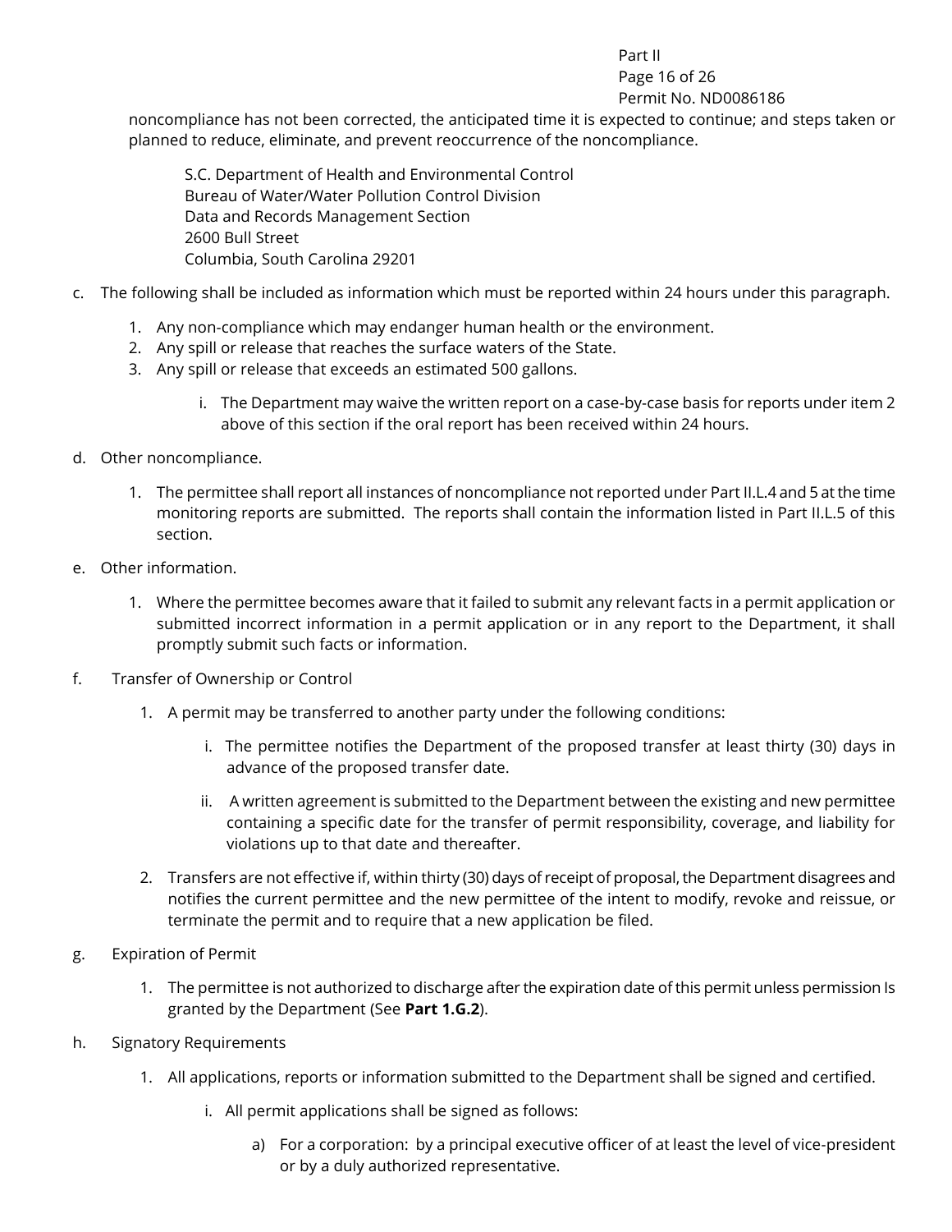noncompliance has not been corrected, the anticipated time it is expected to continue; and steps taken or planned to reduce, eliminate, and prevent reoccurrence of the noncompliance.

S.C. Department of Health and Environmental Control
Bureau of Water/Water Pollution Control Division
Data and Records Management Section
2600 Bull Street
Columbia, South Carolina 29201

c. The following shall be included as information which must be reported within 24 hours under this paragraph.

   1. Any non-compliance which may endanger human health or the environment.
   2. Any spill or release that reaches the surface waters of the State.
   3. Any spill or release that exceeds an estimated 500 gallons.

      i. The Department may waive the written report on a case-by-case basis for reports under item 2 above of this section if the oral report has been received within 24 hours.

d. Other noncompliance.

   1. The permittee shall report all instances of noncompliance not reported under Part II.L.4 and 5 at the time monitoring reports are submitted. The reports shall contain the information listed in Part II.L.5 of this section.

e. Other information.

   1. Where the permittee becomes aware that it failed to submit any relevant facts in a permit application or submitted incorrect information in a permit application or in any report to the Department, it shall promptly submit such facts or information.

f. Transfer of Ownership or Control

   1. A permit may be transferred to another party under the following conditions:

      i. The permittee notifies the Department of the proposed transfer at least thirty (30) days in advance of the proposed transfer date.

      ii. A written agreement is submitted to the Department between the existing and new permittee containing a specific date for the transfer of permit responsibility, coverage, and liability for violations up to that date and thereafter.

   2. Transfers are not effective if, within thirty (30) days of receipt of proposal, the Department disagrees and notifies the current permittee and the new permittee of the intent to modify, revoke and reissue, or terminate the permit and to require that a new application be filed.

g. Expiration of Permit

   1. The permittee is not authorized to discharge after the expiration date of this permit unless permission Is granted by the Department (See **Part 1.G.2**).

h. Signatory Requirements

   1. All applications, reports or information submitted to the Department shall be signed and certified.

      i. All permit applications shall be signed as follows:

         a) For a corporation: by a principal executive officer of at least the level of vice-president or by a duly authorized representative.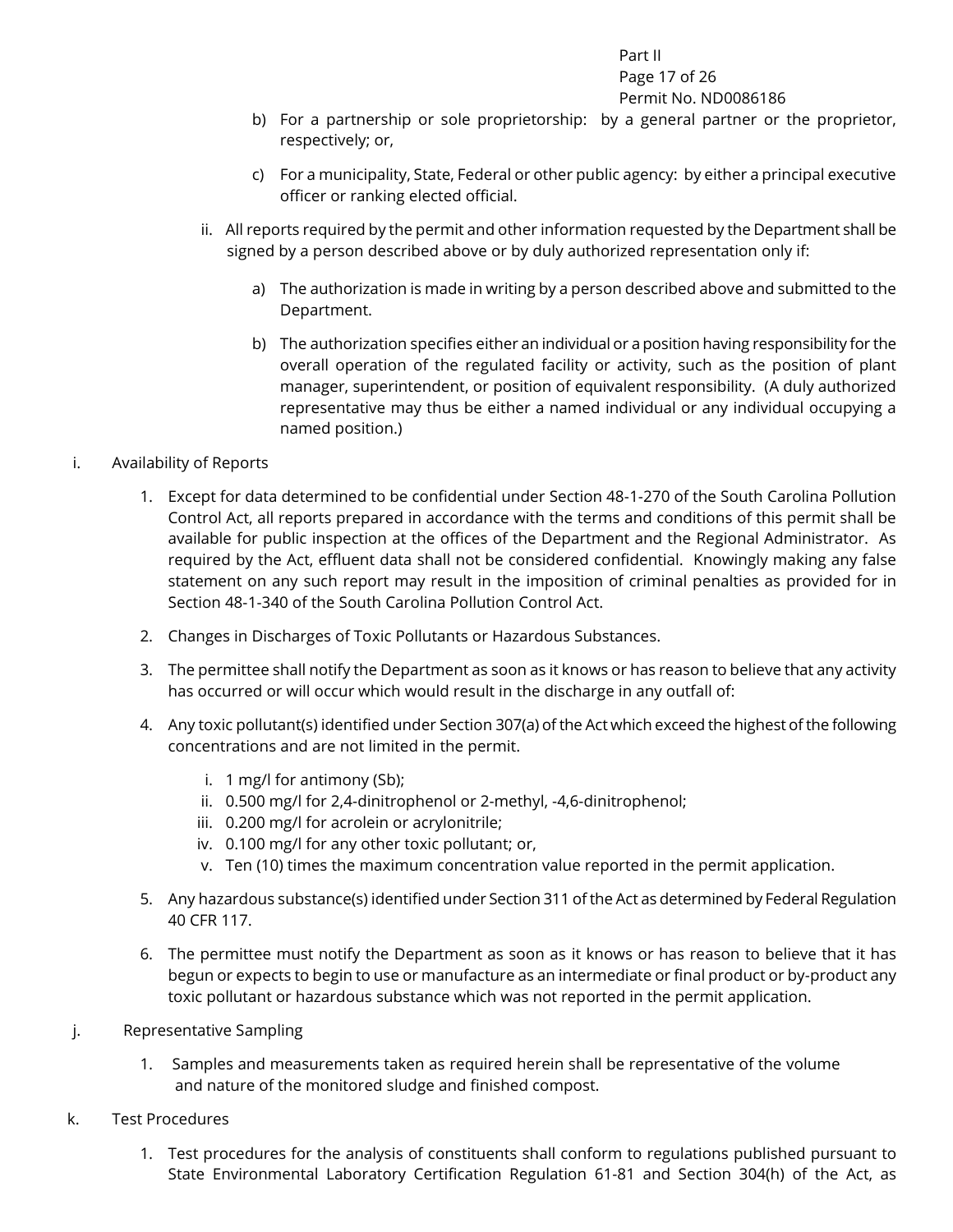b) For a partnership or sole proprietorship: by a general partner or the proprietor, respectively; or,

c) For a municipality, State, Federal or other public agency: by either a principal executive officer or ranking elected official.

ii. All reports required by the permit and other information requested by the Department shall be signed by a person described above or by duly authorized representation only if:

a) The authorization is made in writing by a person described above and submitted to the Department.

b) The authorization specifies either an individual or a position having responsibility for the overall operation of the regulated facility or activity, such as the position of plant manager, superintendent, or position of equivalent responsibility. (A duly authorized representative may thus be either a named individual or any individual occupying a named position.)

i. Availability of Reports

1. Except for data determined to be confidential under Section 48-1-270 of the South Carolina Pollution Control Act, all reports prepared in accordance with the terms and conditions of this permit shall be available for public inspection at the offices of the Department and the Regional Administrator. As required by the Act, effluent data shall not be considered confidential. Knowingly making any false statement on any such report may result in the imposition of criminal penalties as provided for in Section 48-1-340 of the South Carolina Pollution Control Act.

2. Changes in Discharges of Toxic Pollutants or Hazardous Substances.

3. The permittee shall notify the Department as soon as it knows or has reason to believe that any activity has occurred or will occur which would result in the discharge in any outfall of:

4. Any toxic pollutant(s) identified under Section 307(a) of the Act which exceed the highest of the following concentrations and are not limited in the permit.

   i. 1 mg/l for antimony (Sb);
   ii. 0.500 mg/l for 2,4-dinitrophenol or 2-methyl, -4,6-dinitrophenol;
   iii. 0.200 mg/l for acrolein or acrylonitrile;
   iv. 0.100 mg/l for any other toxic pollutant; or,
   v. Ten (10) times the maximum concentration value reported in the permit application.

5. Any hazardous substance(s) identified under Section 311 of the Act as determined by Federal Regulation 40 CFR 117.

6. The permittee must notify the Department as soon as it knows or has reason to believe that it has begun or expects to begin to use or manufacture as an intermediate or final product or by-product any toxic pollutant or hazardous substance which was not reported in the permit application.

j. Representative Sampling

1. Samples and measurements taken as required herein shall be representative of the volume and nature of the monitored sludge and finished compost.

k. Test Procedures

1. Test procedures for the analysis of constituents shall conform to regulations published pursuant to State Environmental Laboratory Certification Regulation 61-81 and Section 304(h) of the Act, as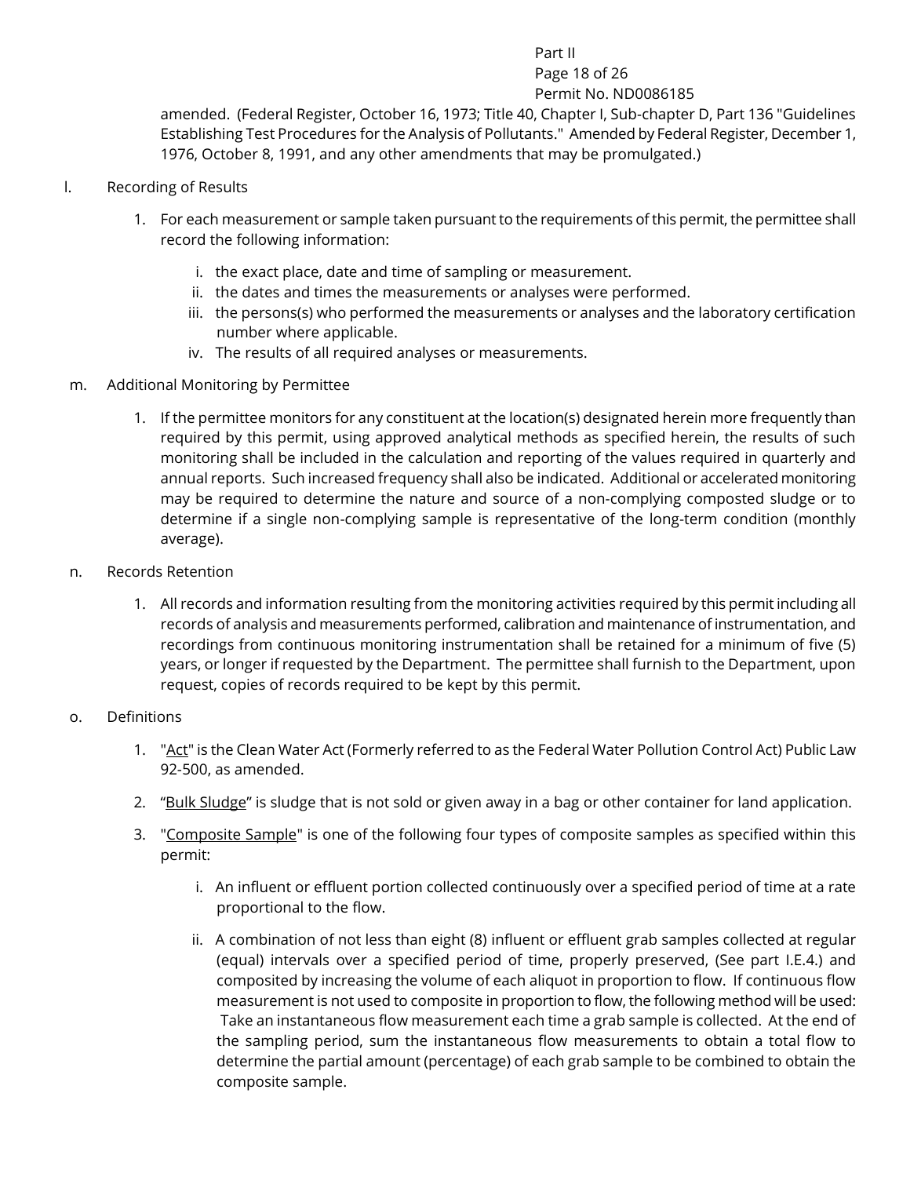amended. (Federal Register, October 16, 1973; Title 40, Chapter I, Sub-chapter D, Part 136 "Guidelines Establishing Test Procedures for the Analysis of Pollutants." Amended by Federal Register, December 1, 1976, October 8, 1991, and any other amendments that may be promulgated.)

l. Recording of Results

1. For each measurement or sample taken pursuant to the requirements of this permit, the permittee shall record the following information:

   i. the exact place, date and time of sampling or measurement.
   ii. the dates and times the measurements or analyses were performed.
   iii. the persons(s) who performed the measurements or analyses and the laboratory certification number where applicable.
   iv. The results of all required analyses or measurements.

m. Additional Monitoring by Permittee

1. If the permittee monitors for any constituent at the location(s) designated herein more frequently than required by this permit, using approved analytical methods as specified herein, the results of such monitoring shall be included in the calculation and reporting of the values required in quarterly and annual reports. Such increased frequency shall also be indicated. Additional or accelerated monitoring may be required to determine the nature and source of a non-complying composted sludge or to determine if a single non-complying sample is representative of the long-term condition (monthly average).

n. Records Retention

1. All records and information resulting from the monitoring activities required by this permit including all records of analysis and measurements performed, calibration and maintenance of instrumentation, and recordings from continuous monitoring instrumentation shall be retained for a minimum of five (5) years, or longer if requested by the Department. The permittee shall furnish to the Department, upon request, copies of records required to be kept by this permit.

o. Definitions

1. "Act" is the Clean Water Act (Formerly referred to as the Federal Water Pollution Control Act) Public Law 92-500, as amended.

2. "Bulk Sludge" is sludge that is not sold or given away in a bag or other container for land application.

3. "Composite Sample" is one of the following four types of composite samples as specified within this permit:

   i. An influent or effluent portion collected continuously over a specified period of time at a rate proportional to the flow.

   ii. A combination of not less than eight (8) influent or effluent grab samples collected at regular (equal) intervals over a specified period of time, properly preserved, (See part I.E.4.) and composited by increasing the volume of each aliquot in proportion to flow. If continuous flow measurement is not used to composite in proportion to flow, the following method will be used: Take an instantaneous flow measurement each time a grab sample is collected. At the end of the sampling period, sum the instantaneous flow measurements to obtain a total flow to determine the partial amount (percentage) of each grab sample to be combined to obtain the composite sample.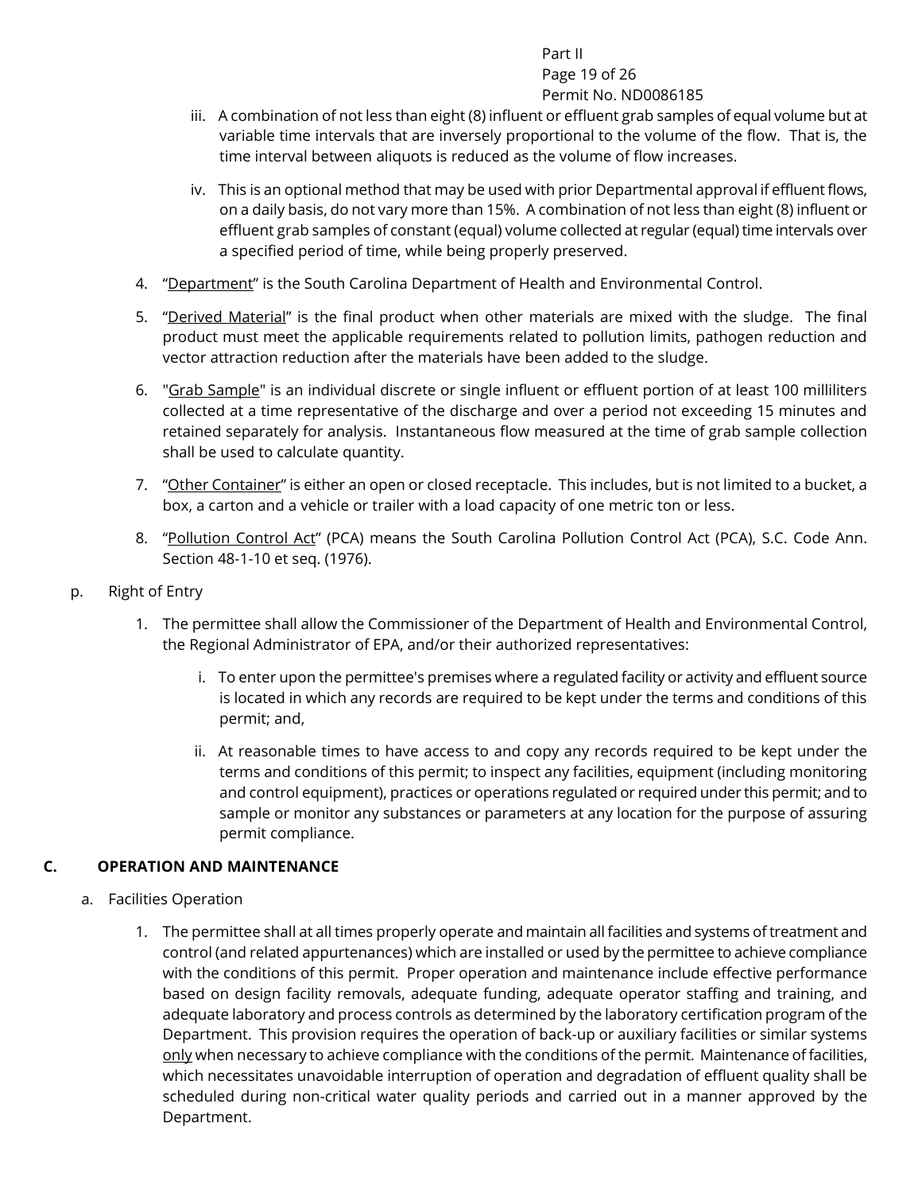iii. A combination of not less than eight (8) influent or effluent grab samples of equal volume but at variable time intervals that are inversely proportional to the volume of the flow. That is, the time interval between aliquots is reduced as the volume of flow increases.

iv. This is an optional method that may be used with prior Departmental approval if effluent flows, on a daily basis, do not vary more than 15%. A combination of not less than eight (8) influent or effluent grab samples of constant (equal) volume collected at regular (equal) time intervals over a specified period of time, while being properly preserved.

4. "Department" is the South Carolina Department of Health and Environmental Control.

5. "Derived Material" is the final product when other materials are mixed with the sludge. The final product must meet the applicable requirements related to pollution limits, pathogen reduction and vector attraction reduction after the materials have been added to the sludge.

6. "Grab Sample" is an individual discrete or single influent or effluent portion of at least 100 milliliters collected at a time representative of the discharge and over a period not exceeding 15 minutes and retained separately for analysis. Instantaneous flow measured at the time of grab sample collection shall be used to calculate quantity.

7. "Other Container" is either an open or closed receptacle. This includes, but is not limited to a bucket, a box, a carton and a vehicle or trailer with a load capacity of one metric ton or less.

8. "Pollution Control Act" (PCA) means the South Carolina Pollution Control Act (PCA), S.C. Code Ann. Section 48-1-10 et seq. (1976).

p. Right of Entry

1. The permittee shall allow the Commissioner of the Department of Health and Environmental Control, the Regional Administrator of EPA, and/or their authorized representatives:

i. To enter upon the permittee's premises where a regulated facility or activity and effluent source is located in which any records are required to be kept under the terms and conditions of this permit; and,

ii. At reasonable times to have access to and copy any records required to be kept under the terms and conditions of this permit; to inspect any facilities, equipment (including monitoring and control equipment), practices or operations regulated or required under this permit; and to sample or monitor any substances or parameters at any location for the purpose of assuring permit compliance.

## C. OPERATION AND MAINTENANCE

a. Facilities Operation

1. The permittee shall at all times properly operate and maintain all facilities and systems of treatment and control (and related appurtenances) which are installed or used by the permittee to achieve compliance with the conditions of this permit. Proper operation and maintenance include effective performance based on design facility removals, adequate funding, adequate operator staffing and training, and adequate laboratory and process controls as determined by the laboratory certification program of the Department. This provision requires the operation of back-up or auxiliary facilities or similar systems only when necessary to achieve compliance with the conditions of the permit. Maintenance of facilities, which necessitates unavoidable interruption of operation and degradation of effluent quality shall be scheduled during non-critical water quality periods and carried out in a manner approved by the Department.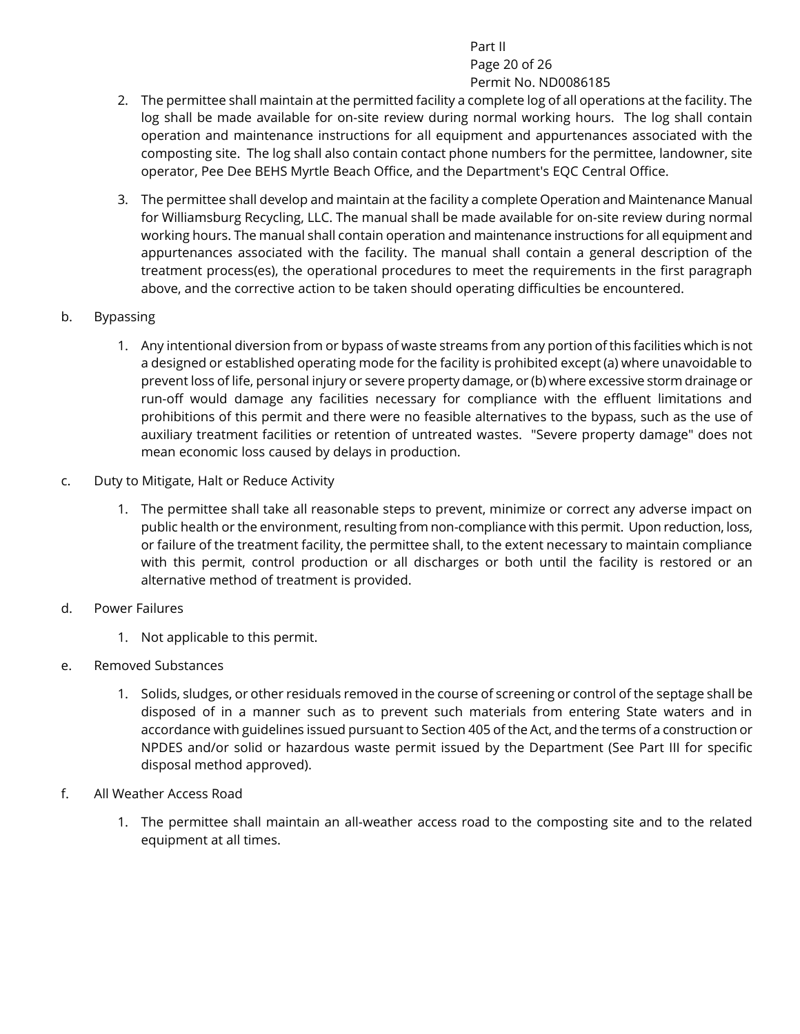2. The permittee shall maintain at the permitted facility a complete log of all operations at the facility. The log shall be made available for on-site review during normal working hours. The log shall contain operation and maintenance instructions for all equipment and appurtenances associated with the composting site. The log shall also contain contact phone numbers for the permittee, landowner, site operator, Pee Dee BEHS Myrtle Beach Office, and the Department's EQC Central Office.

3. The permittee shall develop and maintain at the facility a complete Operation and Maintenance Manual for Williamsburg Recycling, LLC. The manual shall be made available for on-site review during normal working hours. The manual shall contain operation and maintenance instructions for all equipment and appurtenances associated with the facility. The manual shall contain a general description of the treatment process(es), the operational procedures to meet the requirements in the first paragraph above, and the corrective action to be taken should operating difficulties be encountered.

b. Bypassing

1. Any intentional diversion from or bypass of waste streams from any portion of this facilities which is not a designed or established operating mode for the facility is prohibited except (a) where unavoidable to prevent loss of life, personal injury or severe property damage, or (b) where excessive storm drainage or run-off would damage any facilities necessary for compliance with the effluent limitations and prohibitions of this permit and there were no feasible alternatives to the bypass, such as the use of auxiliary treatment facilities or retention of untreated wastes. "Severe property damage" does not mean economic loss caused by delays in production.

c. Duty to Mitigate, Halt or Reduce Activity

1. The permittee shall take all reasonable steps to prevent, minimize or correct any adverse impact on public health or the environment, resulting from non-compliance with this permit. Upon reduction, loss, or failure of the treatment facility, the permittee shall, to the extent necessary to maintain compliance with this permit, control production or all discharges or both until the facility is restored or an alternative method of treatment is provided.

d. Power Failures

1. Not applicable to this permit.

e. Removed Substances

1. Solids, sludges, or other residuals removed in the course of screening or control of the septage shall be disposed of in a manner such as to prevent such materials from entering State waters and in accordance with guidelines issued pursuant to Section 405 of the Act, and the terms of a construction or NPDES and/or solid or hazardous waste permit issued by the Department (See Part III for specific disposal method approved).

f. All Weather Access Road

1. The permittee shall maintain an all-weather access road to the composting site and to the related equipment at all times.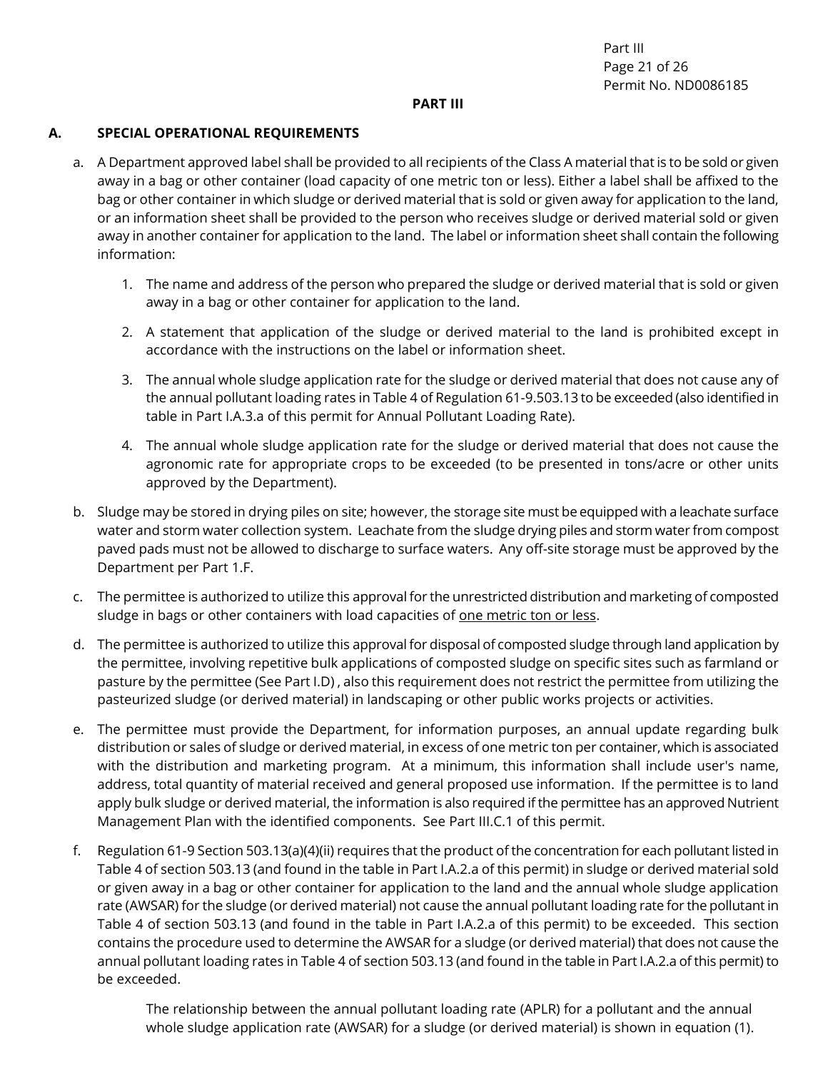## PART III

### A. SPECIAL OPERATIONAL REQUIREMENTS

a. A Department approved label shall be provided to all recipients of the Class A material that is to be sold or given away in a bag or other container (load capacity of one metric ton or less). Either a label shall be affixed to the bag or other container in which sludge or derived material that is sold or given away for application to the land, or an information sheet shall be provided to the person who receives sludge or derived material sold or given away in another container for application to the land. The label or information sheet shall contain the following information:

   1. The name and address of the person who prepared the sludge or derived material that is sold or given away in a bag or other container for application to the land.

   2. A statement that application of the sludge or derived material to the land is prohibited except in accordance with the instructions on the label or information sheet.

   3. The annual whole sludge application rate for the sludge or derived material that does not cause any of the annual pollutant loading rates in Table 4 of Regulation 61-9.503.13 to be exceeded (also identified in table in Part I.A.3.a of this permit for Annual Pollutant Loading Rate).

   4. The annual whole sludge application rate for the sludge or derived material that does not cause the agronomic rate for appropriate crops to be exceeded (to be presented in tons/acre or other units approved by the Department).

b. Sludge may be stored in drying piles on site; however, the storage site must be equipped with a leachate surface water and storm water collection system. Leachate from the sludge drying piles and storm water from compost paved pads must not be allowed to discharge to surface waters. Any off-site storage must be approved by the Department per Part 1.F.

c. The permittee is authorized to utilize this approval for the unrestricted distribution and marketing of composted sludge in bags or other containers with load capacities of <u>one metric ton or less</u>.

d. The permittee is authorized to utilize this approval for disposal of composted sludge through land application by the permittee, involving repetitive bulk applications of composted sludge on specific sites such as farmland or pasture by the permittee (See Part I.D) , also this requirement does not restrict the permittee from utilizing the pasteurized sludge (or derived material) in landscaping or other public works projects or activities.

e. The permittee must provide the Department, for information purposes, an annual update regarding bulk distribution or sales of sludge or derived material, in excess of one metric ton per container, which is associated with the distribution and marketing program. At a minimum, this information shall include user's name, address, total quantity of material received and general proposed use information. If the permittee is to land apply bulk sludge or derived material, the information is also required if the permittee has an approved Nutrient Management Plan with the identified components. See Part III.C.1 of this permit.

f. Regulation 61-9 Section 503.13(a)(4)(ii) requires that the product of the concentration for each pollutant listed in Table 4 of section 503.13 (and found in the table in Part I.A.2.a of this permit) in sludge or derived material sold or given away in a bag or other container for application to the land and the annual whole sludge application rate (AWSAR) for the sludge (or derived material) not cause the annual pollutant loading rate for the pollutant in Table 4 of section 503.13 (and found in the table in Part I.A.2.a of this permit) to be exceeded. This section contains the procedure used to determine the AWSAR for a sludge (or derived material) that does not cause the annual pollutant loading rates in Table 4 of section 503.13 (and found in the table in Part I.A.2.a of this permit) to be exceeded.

   The relationship between the annual pollutant loading rate (APLR) for a pollutant and the annual whole sludge application rate (AWSAR) for a sludge (or derived material) is shown in equation (1).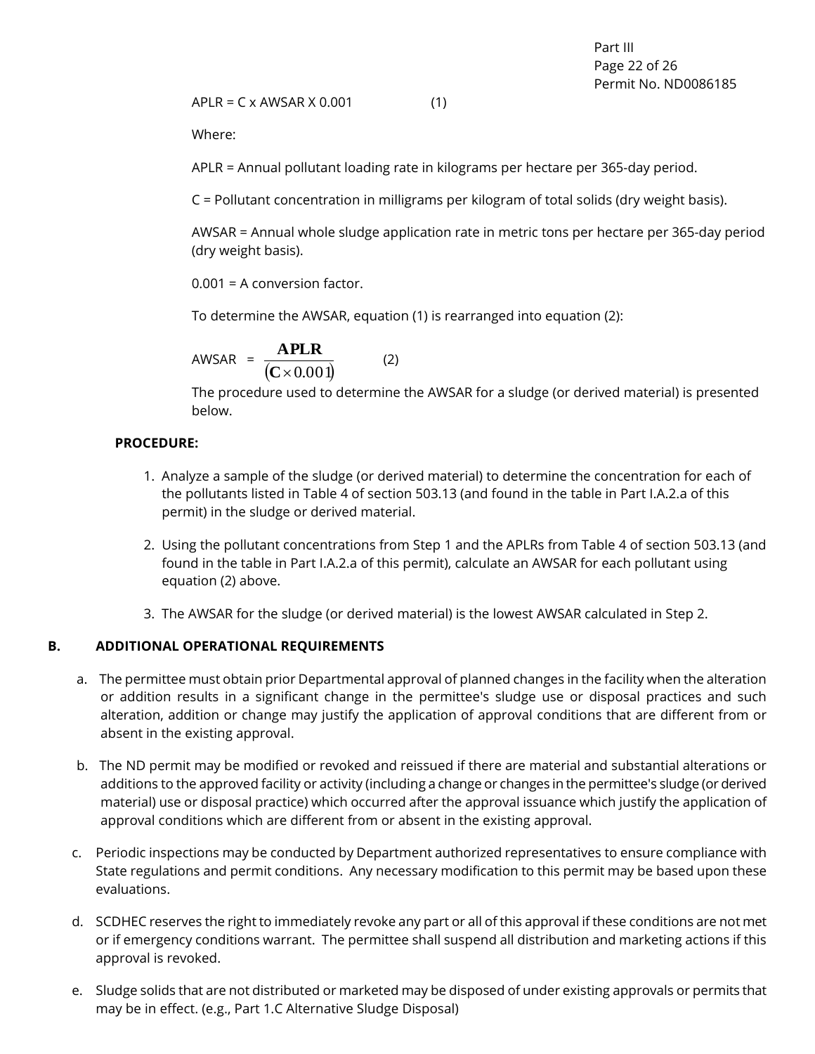$$APLR = C \times AWSAR \times 0.001 \qquad (1)$$

Where:

APLR = Annual pollutant loading rate in kilograms per hectare per 365-day period.

C = Pollutant concentration in milligrams per kilogram of total solids (dry weight basis).

AWSAR = Annual whole sludge application rate in metric tons per hectare per 365-day period (dry weight basis).

0.001 = A conversion factor.

To determine the AWSAR, equation (1) is rearranged into equation (2):

$$AWSAR = \frac{APLR}{(C \times 0.001)} \qquad (2)$$

The procedure used to determine the AWSAR for a sludge (or derived material) is presented below.

**PROCEDURE:**

1. Analyze a sample of the sludge (or derived material) to determine the concentration for each of the pollutants listed in Table 4 of section 503.13 (and found in the table in Part I.A.2.a of this permit) in the sludge or derived material.

2. Using the pollutant concentrations from Step 1 and the APLRs from Table 4 of section 503.13 (and found in the table in Part I.A.2.a of this permit), calculate an AWSAR for each pollutant using equation (2) above.

3. The AWSAR for the sludge (or derived material) is the lowest AWSAR calculated in Step 2.

## B. ADDITIONAL OPERATIONAL REQUIREMENTS

a. The permittee must obtain prior Departmental approval of planned changes in the facility when the alteration or addition results in a significant change in the permittee's sludge use or disposal practices and such alteration, addition or change may justify the application of approval conditions that are different from or absent in the existing approval.

b. The ND permit may be modified or revoked and reissued if there are material and substantial alterations or additions to the approved facility or activity (including a change or changes in the permittee's sludge (or derived material) use or disposal practice) which occurred after the approval issuance which justify the application of approval conditions which are different from or absent in the existing approval.

c. Periodic inspections may be conducted by Department authorized representatives to ensure compliance with State regulations and permit conditions. Any necessary modification to this permit may be based upon these evaluations.

d. SCDHEC reserves the right to immediately revoke any part or all of this approval if these conditions are not met or if emergency conditions warrant. The permittee shall suspend all distribution and marketing actions if this approval is revoked.

e. Sludge solids that are not distributed or marketed may be disposed of under existing approvals or permits that may be in effect. (e.g., Part 1.C Alternative Sludge Disposal)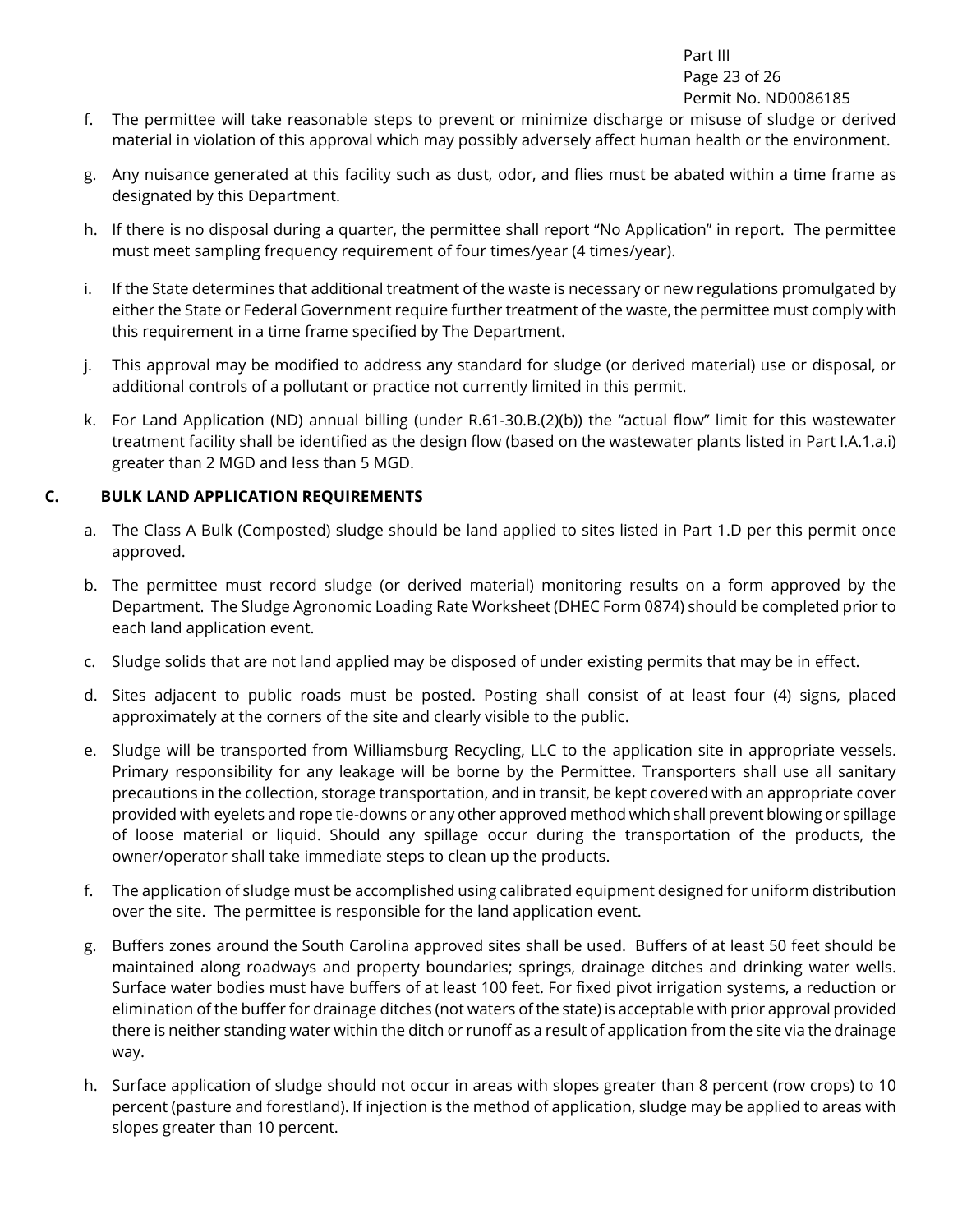f. The permittee will take reasonable steps to prevent or minimize discharge or misuse of sludge or derived material in violation of this approval which may possibly adversely affect human health or the environment.

g. Any nuisance generated at this facility such as dust, odor, and flies must be abated within a time frame as designated by this Department.

h. If there is no disposal during a quarter, the permittee shall report "No Application" in report. The permittee must meet sampling frequency requirement of four times/year (4 times/year).

i. If the State determines that additional treatment of the waste is necessary or new regulations promulgated by either the State or Federal Government require further treatment of the waste, the permittee must comply with this requirement in a time frame specified by The Department.

j. This approval may be modified to address any standard for sludge (or derived material) use or disposal, or additional controls of a pollutant or practice not currently limited in this permit.

k. For Land Application (ND) annual billing (under R.61-30.B.(2)(b)) the "actual flow" limit for this wastewater treatment facility shall be identified as the design flow (based on the wastewater plants listed in Part I.A.1.a.i) greater than 2 MGD and less than 5 MGD.

## C. BULK LAND APPLICATION REQUIREMENTS

a. The Class A Bulk (Composted) sludge should be land applied to sites listed in Part 1.D per this permit once approved.

b. The permittee must record sludge (or derived material) monitoring results on a form approved by the Department. The Sludge Agronomic Loading Rate Worksheet (DHEC Form 0874) should be completed prior to each land application event.

c. Sludge solids that are not land applied may be disposed of under existing permits that may be in effect.

d. Sites adjacent to public roads must be posted. Posting shall consist of at least four (4) signs, placed approximately at the corners of the site and clearly visible to the public.

e. Sludge will be transported from Williamsburg Recycling, LLC to the application site in appropriate vessels. Primary responsibility for any leakage will be borne by the Permittee. Transporters shall use all sanitary precautions in the collection, storage transportation, and in transit, be kept covered with an appropriate cover provided with eyelets and rope tie-downs or any other approved method which shall prevent blowing or spillage of loose material or liquid. Should any spillage occur during the transportation of the products, the owner/operator shall take immediate steps to clean up the products.

f. The application of sludge must be accomplished using calibrated equipment designed for uniform distribution over the site. The permittee is responsible for the land application event.

g. Buffers zones around the South Carolina approved sites shall be used. Buffers of at least 50 feet should be maintained along roadways and property boundaries; springs, drainage ditches and drinking water wells. Surface water bodies must have buffers of at least 100 feet. For fixed pivot irrigation systems, a reduction or elimination of the buffer for drainage ditches (not waters of the state) is acceptable with prior approval provided there is neither standing water within the ditch or runoff as a result of application from the site via the drainage way.

h. Surface application of sludge should not occur in areas with slopes greater than 8 percent (row crops) to 10 percent (pasture and forestland). If injection is the method of application, sludge may be applied to areas with slopes greater than 10 percent.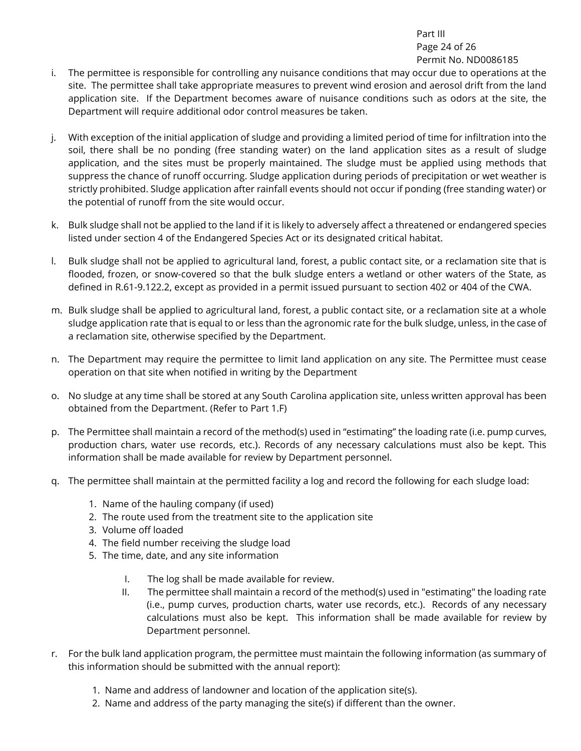i. The permittee is responsible for controlling any nuisance conditions that may occur due to operations at the site. The permittee shall take appropriate measures to prevent wind erosion and aerosol drift from the land application site. If the Department becomes aware of nuisance conditions such as odors at the site, the Department will require additional odor control measures be taken.

j. With exception of the initial application of sludge and providing a limited period of time for infiltration into the soil, there shall be no ponding (free standing water) on the land application sites as a result of sludge application, and the sites must be properly maintained. The sludge must be applied using methods that suppress the chance of runoff occurring. Sludge application during periods of precipitation or wet weather is strictly prohibited. Sludge application after rainfall events should not occur if ponding (free standing water) or the potential of runoff from the site would occur.

k. Bulk sludge shall not be applied to the land if it is likely to adversely affect a threatened or endangered species listed under section 4 of the Endangered Species Act or its designated critical habitat.

l. Bulk sludge shall not be applied to agricultural land, forest, a public contact site, or a reclamation site that is flooded, frozen, or snow-covered so that the bulk sludge enters a wetland or other waters of the State, as defined in R.61-9.122.2, except as provided in a permit issued pursuant to section 402 or 404 of the CWA.

m. Bulk sludge shall be applied to agricultural land, forest, a public contact site, or a reclamation site at a whole sludge application rate that is equal to or less than the agronomic rate for the bulk sludge, unless, in the case of a reclamation site, otherwise specified by the Department.

n. The Department may require the permittee to limit land application on any site. The Permittee must cease operation on that site when notified in writing by the Department

o. No sludge at any time shall be stored at any South Carolina application site, unless written approval has been obtained from the Department. (Refer to Part 1.F)

p. The Permittee shall maintain a record of the method(s) used in "estimating" the loading rate (i.e. pump curves, production chars, water use records, etc.). Records of any necessary calculations must also be kept. This information shall be made available for review by Department personnel.

q. The permittee shall maintain at the permitted facility a log and record the following for each sludge load:

   1. Name of the hauling company (if used)
   2. The route used from the treatment site to the application site
   3. Volume off loaded
   4. The field number receiving the sludge load
   5. The time, date, and any site information

      I. The log shall be made available for review.
      II. The permittee shall maintain a record of the method(s) used in "estimating" the loading rate (i.e., pump curves, production charts, water use records, etc.). Records of any necessary calculations must also be kept. This information shall be made available for review by Department personnel.

r. For the bulk land application program, the permittee must maintain the following information (as summary of this information should be submitted with the annual report):

   1. Name and address of landowner and location of the application site(s).
   2. Name and address of the party managing the site(s) if different than the owner.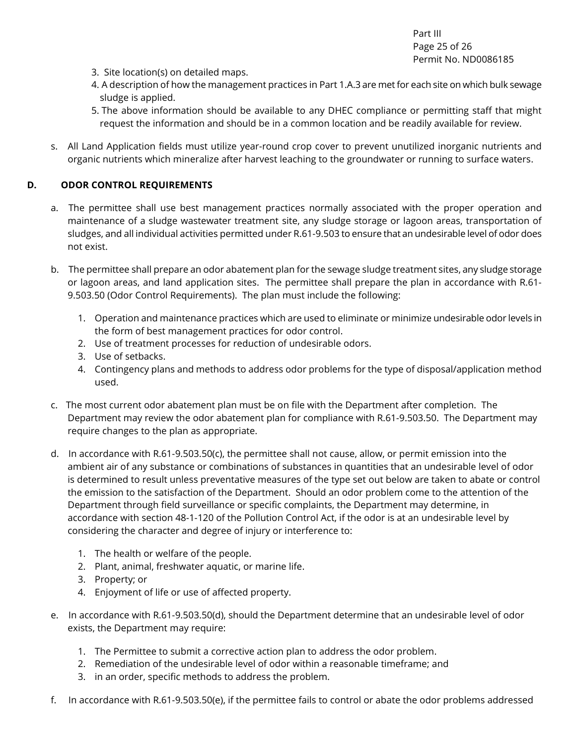3. Site location(s) on detailed maps.
4. A description of how the management practices in Part 1.A.3 are met for each site on which bulk sewage sludge is applied.
5. The above information should be available to any DHEC compliance or permitting staff that might request the information and should be in a common location and be readily available for review.

s. All Land Application fields must utilize year-round crop cover to prevent unutilized inorganic nutrients and organic nutrients which mineralize after harvest leaching to the groundwater or running to surface waters.

## D. ODOR CONTROL REQUIREMENTS

a. The permittee shall use best management practices normally associated with the proper operation and maintenance of a sludge wastewater treatment site, any sludge storage or lagoon areas, transportation of sludges, and all individual activities permitted under R.61-9.503 to ensure that an undesirable level of odor does not exist.

b. The permittee shall prepare an odor abatement plan for the sewage sludge treatment sites, any sludge storage or lagoon areas, and land application sites. The permittee shall prepare the plan in accordance with R.61-9.503.50 (Odor Control Requirements). The plan must include the following:

   1. Operation and maintenance practices which are used to eliminate or minimize undesirable odor levels in the form of best management practices for odor control.
   2. Use of treatment processes for reduction of undesirable odors.
   3. Use of setbacks.
   4. Contingency plans and methods to address odor problems for the type of disposal/application method used.

c. The most current odor abatement plan must be on file with the Department after completion. The Department may review the odor abatement plan for compliance with R.61-9.503.50. The Department may require changes to the plan as appropriate.

d. In accordance with R.61-9.503.50(c), the permittee shall not cause, allow, or permit emission into the ambient air of any substance or combinations of substances in quantities that an undesirable level of odor is determined to result unless preventative measures of the type set out below are taken to abate or control the emission to the satisfaction of the Department. Should an odor problem come to the attention of the Department through field surveillance or specific complaints, the Department may determine, in accordance with section 48-1-120 of the Pollution Control Act, if the odor is at an undesirable level by considering the character and degree of injury or interference to:

   1. The health or welfare of the people.
   2. Plant, animal, freshwater aquatic, or marine life.
   3. Property; or
   4. Enjoyment of life or use of affected property.

e. In accordance with R.61-9.503.50(d), should the Department determine that an undesirable level of odor exists, the Department may require:

   1. The Permittee to submit a corrective action plan to address the odor problem.
   2. Remediation of the undesirable level of odor within a reasonable timeframe; and
   3. in an order, specific methods to address the problem.

f. In accordance with R.61-9.503.50(e), if the permittee fails to control or abate the odor problems addressed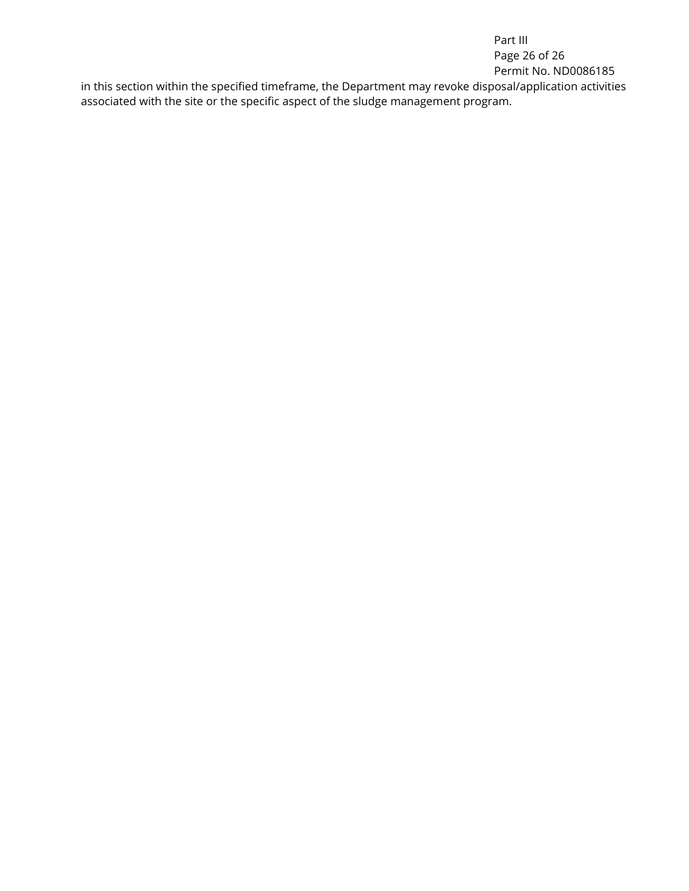in this section within the specified timeframe, the Department may revoke disposal/application activities associated with the site or the specific aspect of the sludge management program.